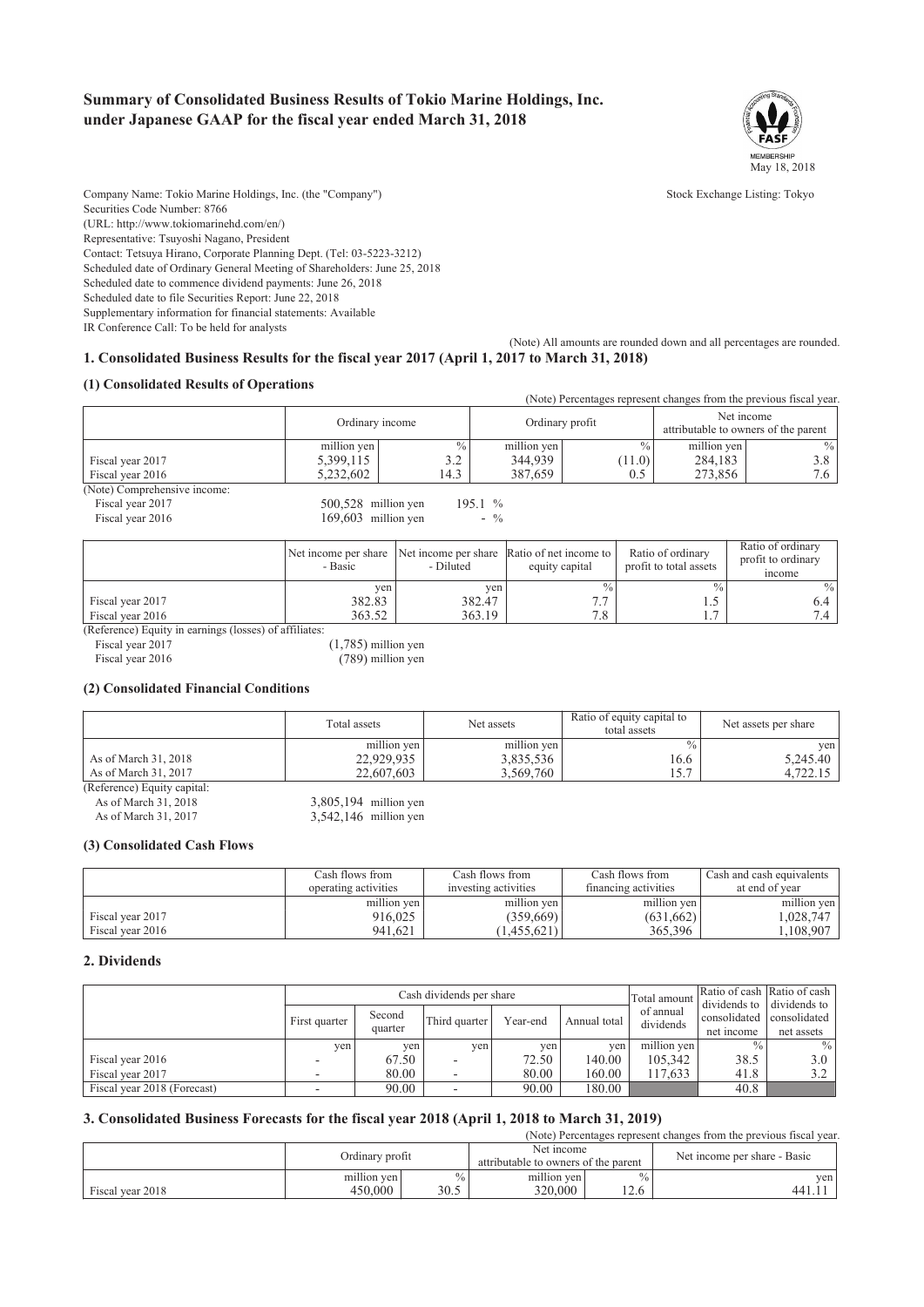# Summary of Consolidated Business Results of Tokio Marine Holdings, Inc. under Japanese GAAP for the fiscal year ended March 31, 2018

May 18, 2018

Company Name: Tokio Marine Holdings, Inc. (the "Company")
Stock Exchange Listing: Tokyo
Securities Code Number: 8766
(URL: http://www.tokiomarinehd.com/en/)
Representative: Tsuyoshi Nagano, President
Contact: Tetsuya Hirano, Corporate Planning Dept. (Tel: 03-5223-3212)
Scheduled date of Ordinary General Meeting of Shareholders: June 25, 2018
Scheduled date to commence dividend payments: June 26, 2018
Scheduled date to file Securities Report: June 22, 2018
Supplementary information for financial statements: Available
IR Conference Call: To be held for analysts

(Note) All amounts are rounded down and all percentages are rounded.

## 1. Consolidated Business Results for the fiscal year 2017 (April 1, 2017 to March 31, 2018)

### (1) Consolidated Results of Operations

(Note) Percentages represent changes from the previous fiscal year.

| | Ordinary income | | Ordinary profit | | Net income attributable to owners of the parent | |
|---|---|---|---|---|---|---|
| | million yen | % | million yen | % | million yen | % |
| Fiscal year 2017 | 5,399,115 | 3.2 | 344,939 | (11.0) | 284,183 | 3.8 |
| Fiscal year 2016 | 5,232,602 | 14.3 | 387,659 | 0.5 | 273,856 | 7.6 |

(Note) Comprehensive income:
Fiscal year 2017: 500,528 million yen 195.1 %
Fiscal year 2016: 169,603 million yen - %

| | Net income per share - Basic | Net income per share - Diluted | Ratio of net income to equity capital | Ratio of ordinary profit to total assets | Ratio of ordinary profit to ordinary income |
|---|---|---|---|---|---|
| | yen | yen | % | % | % |
| Fiscal year 2017 | 382.83 | 382.47 | 7.7 | 1.5 | 6.4 |
| Fiscal year 2016 | 363.52 | 363.19 | 7.8 | 1.7 | 7.4 |

(Reference) Equity in earnings (losses) of affiliates:
Fiscal year 2017: (1,785) million yen
Fiscal year 2016: (789) million yen

### (2) Consolidated Financial Conditions

| | Total assets | Net assets | Ratio of equity capital to total assets | Net assets per share |
|---|---|---|---|---|
| | million yen | million yen | % | yen |
| As of March 31, 2018 | 22,929,935 | 3,835,536 | 16.6 | 5,245.40 |
| As of March 31, 2017 | 22,607,603 | 3,569,760 | 15.7 | 4,722.15 |

(Reference) Equity capital:
As of March 31, 2018: 3,805,194 million yen
As of March 31, 2017: 3,542,146 million yen

### (3) Consolidated Cash Flows

| | Cash flows from operating activities | Cash flows from investing activities | Cash flows from financing activities | Cash and cash equivalents at end of year |
|---|---|---|---|---|
| | million yen | million yen | million yen | million yen |
| Fiscal year 2017 | 916,025 | (359,669) | (631,662) | 1,028,747 |
| Fiscal year 2016 | 941,621 | (1,455,621) | 365,396 | 1,108,907 |

## 2. Dividends

| | Cash dividends per share | | | | | Total amount of annual dividends | Ratio of cash dividends to consolidated net income | Ratio of cash dividends to consolidated net assets |
|---|---|---|---|---|---|---|---|---|
| | First quarter | Second quarter | Third quarter | Year-end | Annual total | | | |
| | yen | yen | yen | yen | yen | million yen | % | % |
| Fiscal year 2016 | - | 67.50 | - | 72.50 | 140.00 | 105,342 | 38.5 | 3.0 |
| Fiscal year 2017 | - | 80.00 | - | 80.00 | 160.00 | 117,633 | 41.8 | 3.2 |
| Fiscal year 2018 (Forecast) | - | 90.00 | - | 90.00 | 180.00 | | 40.8 | |

## 3. Consolidated Business Forecasts for the fiscal year 2018 (April 1, 2018 to March 31, 2019)

(Note) Percentages represent changes from the previous fiscal year.

| | Ordinary profit | | Net income attributable to owners of the parent | | Net income per share - Basic |
|---|---|---|---|---|---|
| | million yen | % | million yen | % | yen |
| Fiscal year 2018 | 450,000 | 30.5 | 320,000 | 12.6 | 441.11 |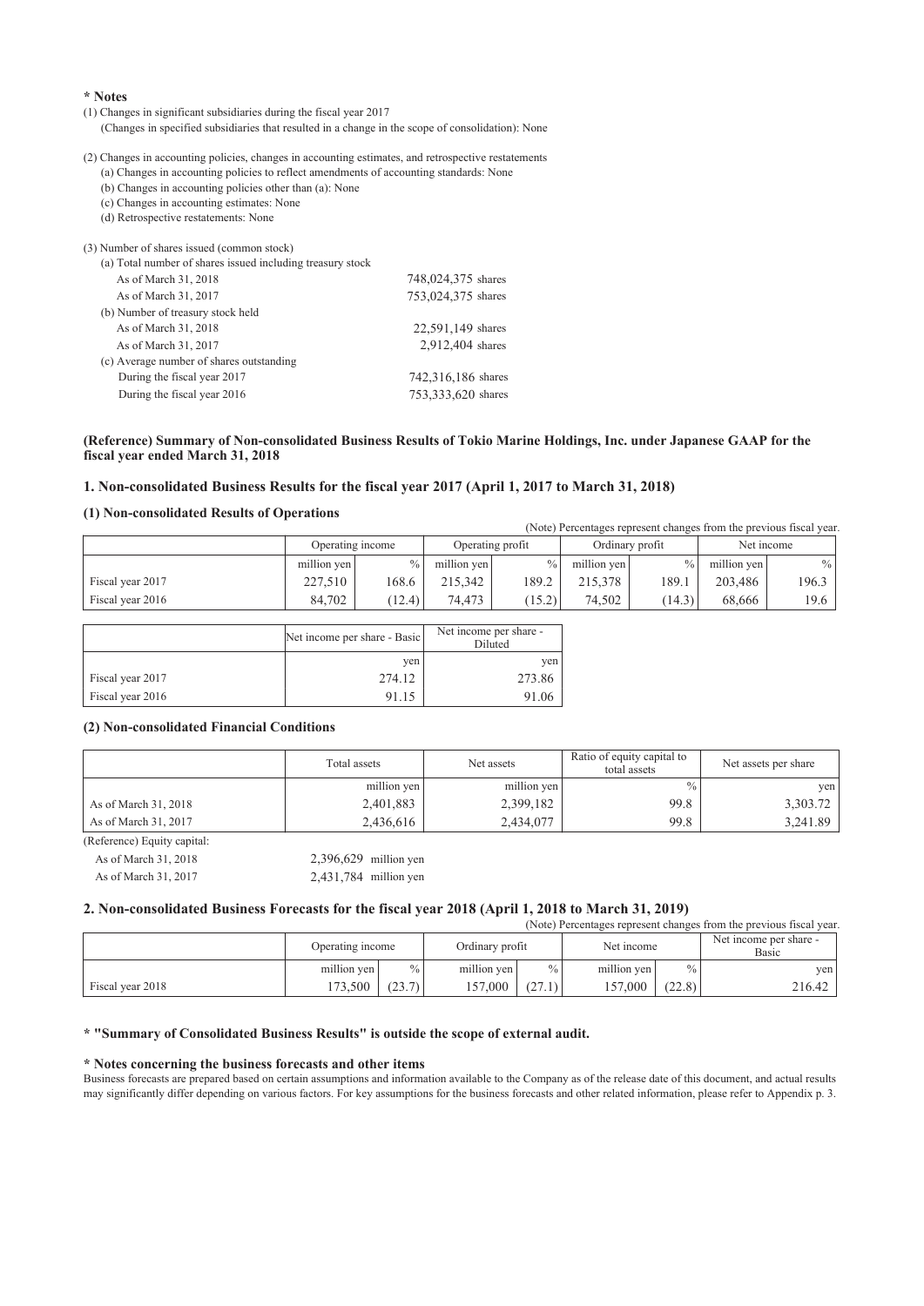**\* Notes**

(1) Changes in significant subsidiaries during the fiscal year 2017
(Changes in specified subsidiaries that resulted in a change in the scope of consolidation): None

(2) Changes in accounting policies, changes in accounting estimates, and retrospective restatements
(a) Changes in accounting policies to reflect amendments of accounting standards: None
(b) Changes in accounting policies other than (a): None
(c) Changes in accounting estimates: None
(d) Retrospective restatements: None

(3) Number of shares issued (common stock)

| | |
|---|---|
| (a) Total number of shares issued including treasury stock | |
| As of March 31, 2018 | 748,024,375 shares |
| As of March 31, 2017 | 753,024,375 shares |
| (b) Number of treasury stock held | |
| As of March 31, 2018 | 22,591,149 shares |
| As of March 31, 2017 | 2,912,404 shares |
| (c) Average number of shares outstanding | |
| During the fiscal year 2017 | 742,316,186 shares |
| During the fiscal year 2016 | 753,333,620 shares |

## (Reference) Summary of Non-consolidated Business Results of Tokio Marine Holdings, Inc. under Japanese GAAP for the fiscal year ended March 31, 2018

### 1. Non-consolidated Business Results for the fiscal year 2017 (April 1, 2017 to March 31, 2018)

#### (1) Non-consolidated Results of Operations

(Note) Percentages represent changes from the previous fiscal year.

| | Operating income | | Operating profit | | Ordinary profit | | Net income | |
|---|---|---|---|---|---|---|---|---|
| | million yen | % | million yen | % | million yen | % | million yen | % |
| Fiscal year 2017 | 227,510 | 168.6 | 215,342 | 189.2 | 215,378 | 189.1 | 203,486 | 196.3 |
| Fiscal year 2016 | 84,702 | (12.4) | 74,473 | (15.2) | 74,502 | (14.3) | 68,666 | 19.6 |

| | Net income per share - Basic | Net income per share - Diluted |
|---|---|---|
| | yen | yen |
| Fiscal year 2017 | 274.12 | 273.86 |
| Fiscal year 2016 | 91.15 | 91.06 |

#### (2) Non-consolidated Financial Conditions

| | Total assets | Net assets | Ratio of equity capital to total assets | Net assets per share |
|---|---|---|---|---|
| | million yen | million yen | % | yen |
| As of March 31, 2018 | 2,401,883 | 2,399,182 | 99.8 | 3,303.72 |
| As of March 31, 2017 | 2,436,616 | 2,434,077 | 99.8 | 3,241.89 |

(Reference) Equity capital:
As of March 31, 2018 2,396,629 million yen
As of March 31, 2017 2,431,784 million yen

### 2. Non-consolidated Business Forecasts for the fiscal year 2018 (April 1, 2018 to March 31, 2019)

(Note) Percentages represent changes from the previous fiscal year.

| | Operating income | | Ordinary profit | | Net income | | Net income per share - Basic |
|---|---|---|---|---|---|---|---|
| | million yen | % | million yen | % | million yen | % | yen |
| Fiscal year 2018 | 173,500 | (23.7) | 157,000 | (27.1) | 157,000 | (22.8) | 216.42 |

**\* "Summary of Consolidated Business Results" is outside the scope of external audit.**

**\* Notes concerning the business forecasts and other items**

Business forecasts are prepared based on certain assumptions and information available to the Company as of the release date of this document, and actual results may significantly differ depending on various factors. For key assumptions for the business forecasts and other related information, please refer to Appendix p. 3.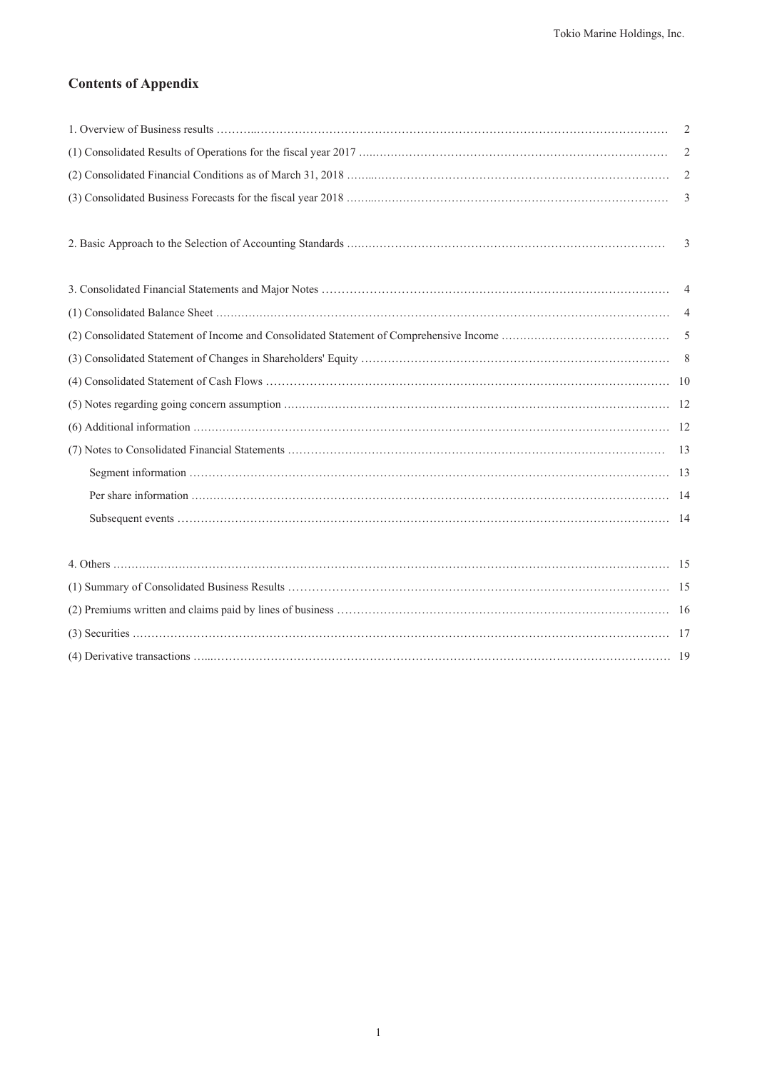## Contents of Appendix

| | |
|---|---|
| 1. Overview of Business results | 2 |
| (1) Consolidated Results of Operations for the fiscal year 2017 | 2 |
| (2) Consolidated Financial Conditions as of March 31, 2018 | 2 |
| (3) Consolidated Business Forecasts for the fiscal year 2018 | 3 |
| | |
| 2. Basic Approach to the Selection of Accounting Standards | 3 |
| | |
| 3. Consolidated Financial Statements and Major Notes | 4 |
| (1) Consolidated Balance Sheet | 4 |
| (2) Consolidated Statement of Income and Consolidated Statement of Comprehensive Income | 5 |
| (3) Consolidated Statement of Changes in Shareholders' Equity | 8 |
| (4) Consolidated Statement of Cash Flows | 10 |
| (5) Notes regarding going concern assumption | 12 |
| (6) Additional information | 12 |
| (7) Notes to Consolidated Financial Statements | 13 |
| Segment information | 13 |
| Per share information | 14 |
| Subsequent events | 14 |
| | |
| 4. Others | 15 |
| (1) Summary of Consolidated Business Results | 15 |
| (2) Premiums written and claims paid by lines of business | 16 |
| (3) Securities | 17 |
| (4) Derivative transactions | 19 |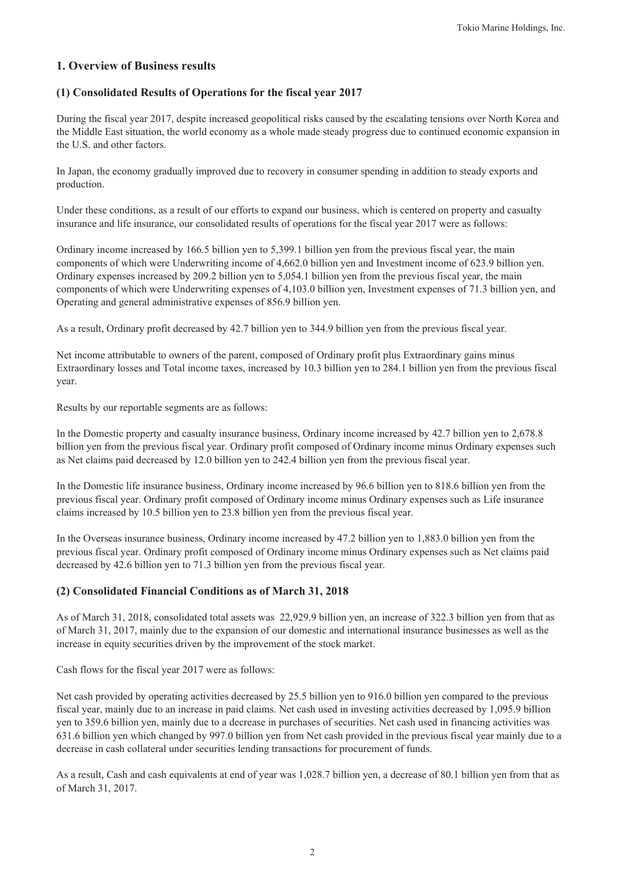## 1. Overview of Business results

### (1) Consolidated Results of Operations for the fiscal year 2017

During the fiscal year 2017, despite increased geopolitical risks caused by the escalating tensions over North Korea and the Middle East situation, the world economy as a whole made steady progress due to continued economic expansion in the U.S. and other factors.

In Japan, the economy gradually improved due to recovery in consumer spending in addition to steady exports and production.

Under these conditions, as a result of our efforts to expand our business, which is centered on property and casualty insurance and life insurance, our consolidated results of operations for the fiscal year 2017 were as follows:

Ordinary income increased by 166.5 billion yen to 5,399.1 billion yen from the previous fiscal year, the main components of which were Underwriting income of 4,662.0 billion yen and Investment income of 623.9 billion yen. Ordinary expenses increased by 209.2 billion yen to 5,054.1 billion yen from the previous fiscal year, the main components of which were Underwriting expenses of 4,103.0 billion yen, Investment expenses of 71.3 billion yen, and Operating and general administrative expenses of 856.9 billion yen.

As a result, Ordinary profit decreased by 42.7 billion yen to 344.9 billion yen from the previous fiscal year.

Net income attributable to owners of the parent, composed of Ordinary profit plus Extraordinary gains minus Extraordinary losses and Total income taxes, increased by 10.3 billion yen to 284.1 billion yen from the previous fiscal year.

Results by our reportable segments are as follows:

In the Domestic property and casualty insurance business, Ordinary income increased by 42.7 billion yen to 2,678.8 billion yen from the previous fiscal year. Ordinary profit composed of Ordinary income minus Ordinary expenses such as Net claims paid decreased by 12.0 billion yen to 242.4 billion yen from the previous fiscal year.

In the Domestic life insurance business, Ordinary income increased by 96.6 billion yen to 818.6 billion yen from the previous fiscal year. Ordinary profit composed of Ordinary income minus Ordinary expenses such as Life insurance claims increased by 10.5 billion yen to 23.8 billion yen from the previous fiscal year.

In the Overseas insurance business, Ordinary income increased by 47.2 billion yen to 1,883.0 billion yen from the previous fiscal year. Ordinary profit composed of Ordinary income minus Ordinary expenses such as Net claims paid decreased by 42.6 billion yen to 71.3 billion yen from the previous fiscal year.

### (2) Consolidated Financial Conditions as of March 31, 2018

As of March 31, 2018, consolidated total assets was 22,929.9 billion yen, an increase of 322.3 billion yen from that as of March 31, 2017, mainly due to the expansion of our domestic and international insurance businesses as well as the increase in equity securities driven by the improvement of the stock market.

Cash flows for the fiscal year 2017 were as follows:

Net cash provided by operating activities decreased by 25.5 billion yen to 916.0 billion yen compared to the previous fiscal year, mainly due to an increase in paid claims. Net cash used in investing activities decreased by 1,095.9 billion yen to 359.6 billion yen, mainly due to a decrease in purchases of securities. Net cash used in financing activities was 631.6 billion yen which changed by 997.0 billion yen from Net cash provided in the previous fiscal year mainly due to a decrease in cash collateral under securities lending transactions for procurement of funds.

As a result, Cash and cash equivalents at end of year was 1,028.7 billion yen, a decrease of 80.1 billion yen from that as of March 31, 2017.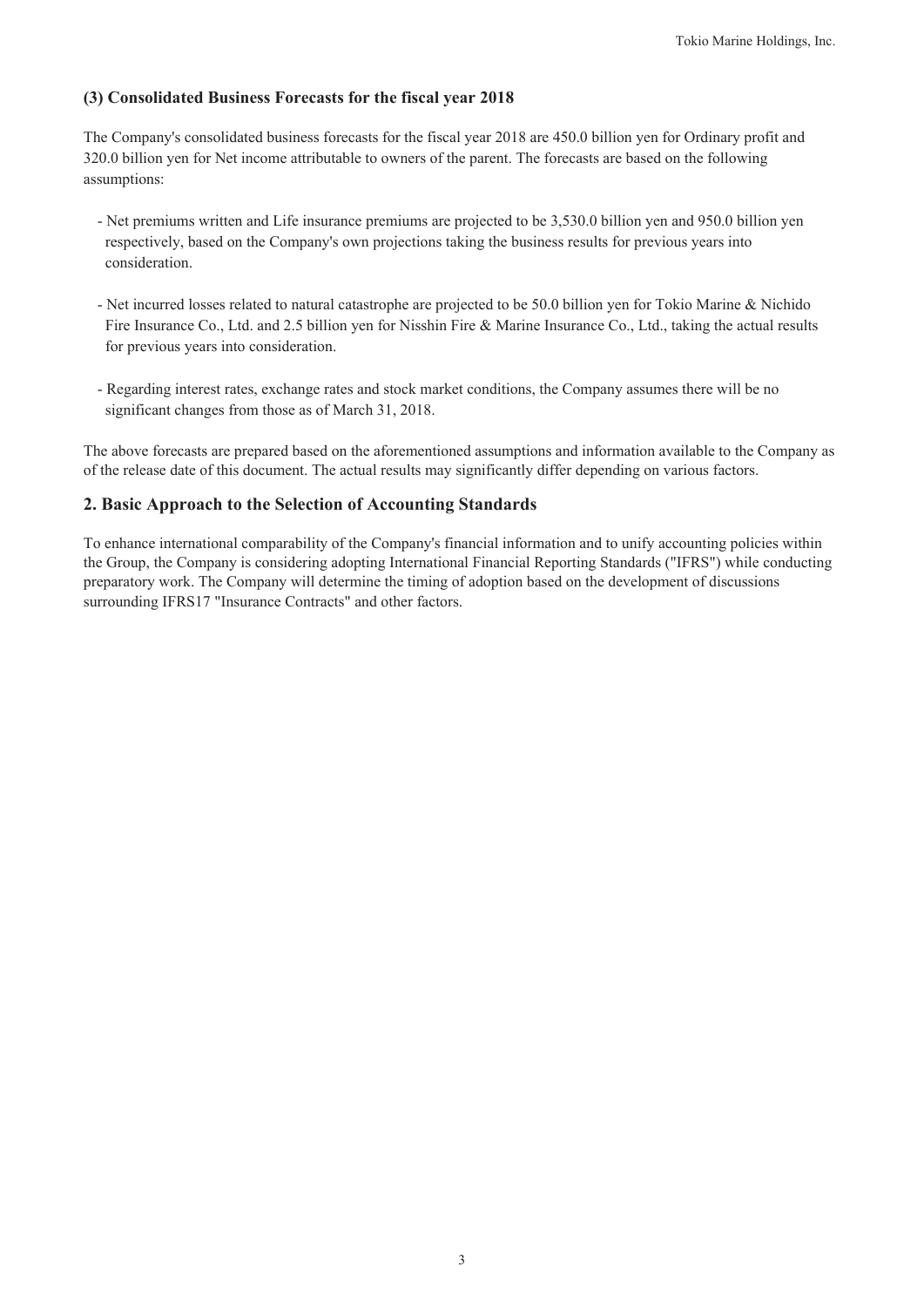### (3) Consolidated Business Forecasts for the fiscal year 2018

The Company's consolidated business forecasts for the fiscal year 2018 are 450.0 billion yen for Ordinary profit and 320.0 billion yen for Net income attributable to owners of the parent. The forecasts are based on the following assumptions:

- Net premiums written and Life insurance premiums are projected to be 3,530.0 billion yen and 950.0 billion yen respectively, based on the Company's own projections taking the business results for previous years into consideration.

- Net incurred losses related to natural catastrophe are projected to be 50.0 billion yen for Tokio Marine & Nichido Fire Insurance Co., Ltd. and 2.5 billion yen for Nisshin Fire & Marine Insurance Co., Ltd., taking the actual results for previous years into consideration.

- Regarding interest rates, exchange rates and stock market conditions, the Company assumes there will be no significant changes from those as of March 31, 2018.

The above forecasts are prepared based on the aforementioned assumptions and information available to the Company as of the release date of this document. The actual results may significantly differ depending on various factors.

## 2. Basic Approach to the Selection of Accounting Standards

To enhance international comparability of the Company's financial information and to unify accounting policies within the Group, the Company is considering adopting International Financial Reporting Standards ("IFRS") while conducting preparatory work. The Company will determine the timing of adoption based on the development of discussions surrounding IFRS17 "Insurance Contracts" and other factors.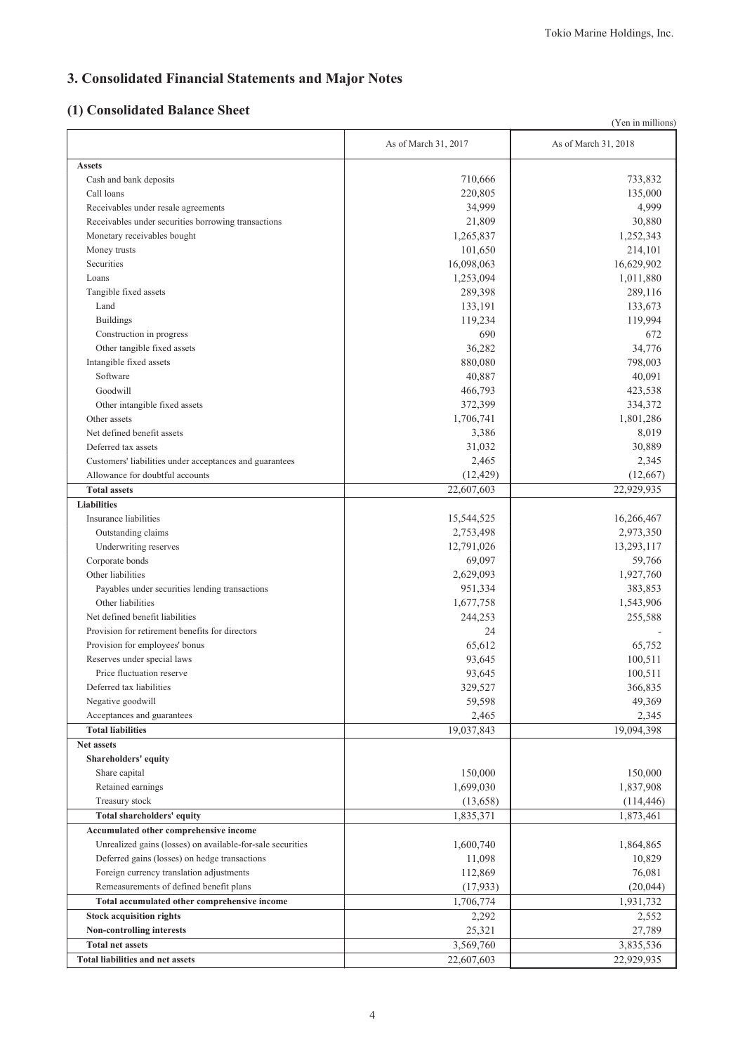## 3. Consolidated Financial Statements and Major Notes

### (1) Consolidated Balance Sheet

(Yen in millions)

| | As of March 31, 2017 | As of March 31, 2018 |
|---|---|---|
| **Assets** | | |
| Cash and bank deposits | 710,666 | 733,832 |
| Call loans | 220,805 | 135,000 |
| Receivables under resale agreements | 34,999 | 4,999 |
| Receivables under securities borrowing transactions | 21,809 | 30,880 |
| Monetary receivables bought | 1,265,837 | 1,252,343 |
| Money trusts | 101,650 | 214,101 |
| Securities | 16,098,063 | 16,629,902 |
| Loans | 1,253,094 | 1,011,880 |
| Tangible fixed assets | 289,398 | 289,116 |
| Land | 133,191 | 133,673 |
| Buildings | 119,234 | 119,994 |
| Construction in progress | 690 | 672 |
| Other tangible fixed assets | 36,282 | 34,776 |
| Intangible fixed assets | 880,080 | 798,003 |
| Software | 40,887 | 40,091 |
| Goodwill | 466,793 | 423,538 |
| Other intangible fixed assets | 372,399 | 334,372 |
| Other assets | 1,706,741 | 1,801,286 |
| Net defined benefit assets | 3,386 | 8,019 |
| Deferred tax assets | 31,032 | 30,889 |
| Customers' liabilities under acceptances and guarantees | 2,465 | 2,345 |
| Allowance for doubtful accounts | (12,429) | (12,667) |
| **Total assets** | 22,607,603 | 22,929,935 |
| **Liabilities** | | |
| Insurance liabilities | 15,544,525 | 16,266,467 |
| Outstanding claims | 2,753,498 | 2,973,350 |
| Underwriting reserves | 12,791,026 | 13,293,117 |
| Corporate bonds | 69,097 | 59,766 |
| Other liabilities | 2,629,093 | 1,927,760 |
| Payables under securities lending transactions | 951,334 | 383,853 |
| Other liabilities | 1,677,758 | 1,543,906 |
| Net defined benefit liabilities | 244,253 | 255,588 |
| Provision for retirement benefits for directors | 24 | - |
| Provision for employees' bonus | 65,612 | 65,752 |
| Reserves under special laws | 93,645 | 100,511 |
| Price fluctuation reserve | 93,645 | 100,511 |
| Deferred tax liabilities | 329,527 | 366,835 |
| Negative goodwill | 59,598 | 49,369 |
| Acceptances and guarantees | 2,465 | 2,345 |
| **Total liabilities** | 19,037,843 | 19,094,398 |
| **Net assets** | | |
| **Shareholders' equity** | | |
| Share capital | 150,000 | 150,000 |
| Retained earnings | 1,699,030 | 1,837,908 |
| Treasury stock | (13,658) | (114,446) |
| **Total shareholders' equity** | 1,835,371 | 1,873,461 |
| **Accumulated other comprehensive income** | | |
| Unrealized gains (losses) on available-for-sale securities | 1,600,740 | 1,864,865 |
| Deferred gains (losses) on hedge transactions | 11,098 | 10,829 |
| Foreign currency translation adjustments | 112,869 | 76,081 |
| Remeasurements of defined benefit plans | (17,933) | (20,044) |
| **Total accumulated other comprehensive income** | 1,706,774 | 1,931,732 |
| **Stock acquisition rights** | 2,292 | 2,552 |
| **Non-controlling interests** | 25,321 | 27,789 |
| **Total net assets** | 3,569,760 | 3,835,536 |
| **Total liabilities and net assets** | 22,607,603 | 22,929,935 |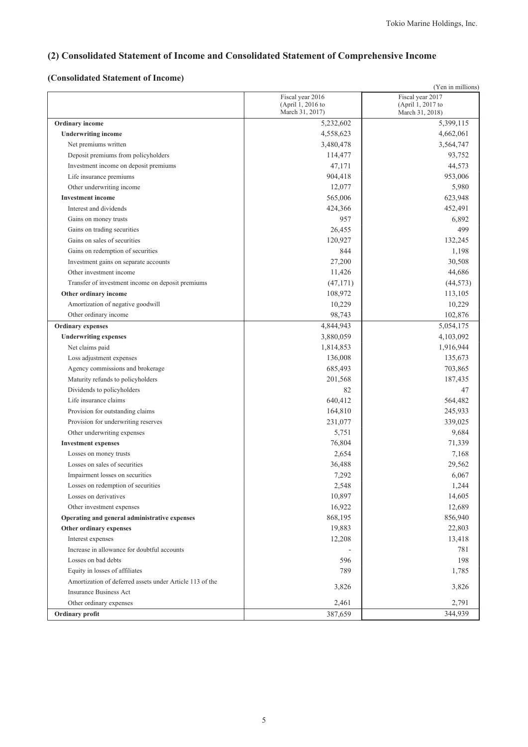## (2) Consolidated Statement of Income and Consolidated Statement of Comprehensive Income

### (Consolidated Statement of Income)

(Yen in millions)

| | Fiscal year 2016 (April 1, 2016 to March 31, 2017) | Fiscal year 2017 (April 1, 2017 to March 31, 2018) |
|---|---|---|
| **Ordinary income** | 5,232,602 | 5,399,115 |
| **Underwriting income** | 4,558,623 | 4,662,061 |
| Net premiums written | 3,480,478 | 3,564,747 |
| Deposit premiums from policyholders | 114,477 | 93,752 |
| Investment income on deposit premiums | 47,171 | 44,573 |
| Life insurance premiums | 904,418 | 953,006 |
| Other underwriting income | 12,077 | 5,980 |
| **Investment income** | 565,006 | 623,948 |
| Interest and dividends | 424,366 | 452,491 |
| Gains on money trusts | 957 | 6,892 |
| Gains on trading securities | 26,455 | 499 |
| Gains on sales of securities | 120,927 | 132,245 |
| Gains on redemption of securities | 844 | 1,198 |
| Investment gains on separate accounts | 27,200 | 30,508 |
| Other investment income | 11,426 | 44,686 |
| Transfer of investment income on deposit premiums | (47,171) | (44,573) |
| **Other ordinary income** | 108,972 | 113,105 |
| Amortization of negative goodwill | 10,229 | 10,229 |
| Other ordinary income | 98,743 | 102,876 |
| **Ordinary expenses** | 4,844,943 | 5,054,175 |
| **Underwriting expenses** | 3,880,059 | 4,103,092 |
| Net claims paid | 1,814,853 | 1,916,944 |
| Loss adjustment expenses | 136,008 | 135,673 |
| Agency commissions and brokerage | 685,493 | 703,865 |
| Maturity refunds to policyholders | 201,568 | 187,435 |
| Dividends to policyholders | 82 | 47 |
| Life insurance claims | 640,412 | 564,482 |
| Provision for outstanding claims | 164,810 | 245,933 |
| Provision for underwriting reserves | 231,077 | 339,025 |
| Other underwriting expenses | 5,751 | 9,684 |
| **Investment expenses** | 76,804 | 71,339 |
| Losses on money trusts | 2,654 | 7,168 |
| Losses on sales of securities | 36,488 | 29,562 |
| Impairment losses on securities | 7,292 | 6,067 |
| Losses on redemption of securities | 2,548 | 1,244 |
| Losses on derivatives | 10,897 | 14,605 |
| Other investment expenses | 16,922 | 12,689 |
| **Operating and general administrative expenses** | 868,195 | 856,940 |
| **Other ordinary expenses** | 19,883 | 22,803 |
| Interest expenses | 12,208 | 13,418 |
| Increase in allowance for doubtful accounts | - | 781 |
| Losses on bad debts | 596 | 198 |
| Equity in losses of affiliates | 789 | 1,785 |
| Amortization of deferred assets under Article 113 of the Insurance Business Act | 3,826 | 3,826 |
| Other ordinary expenses | 2,461 | 2,791 |
| **Ordinary profit** | 387,659 | 344,939 |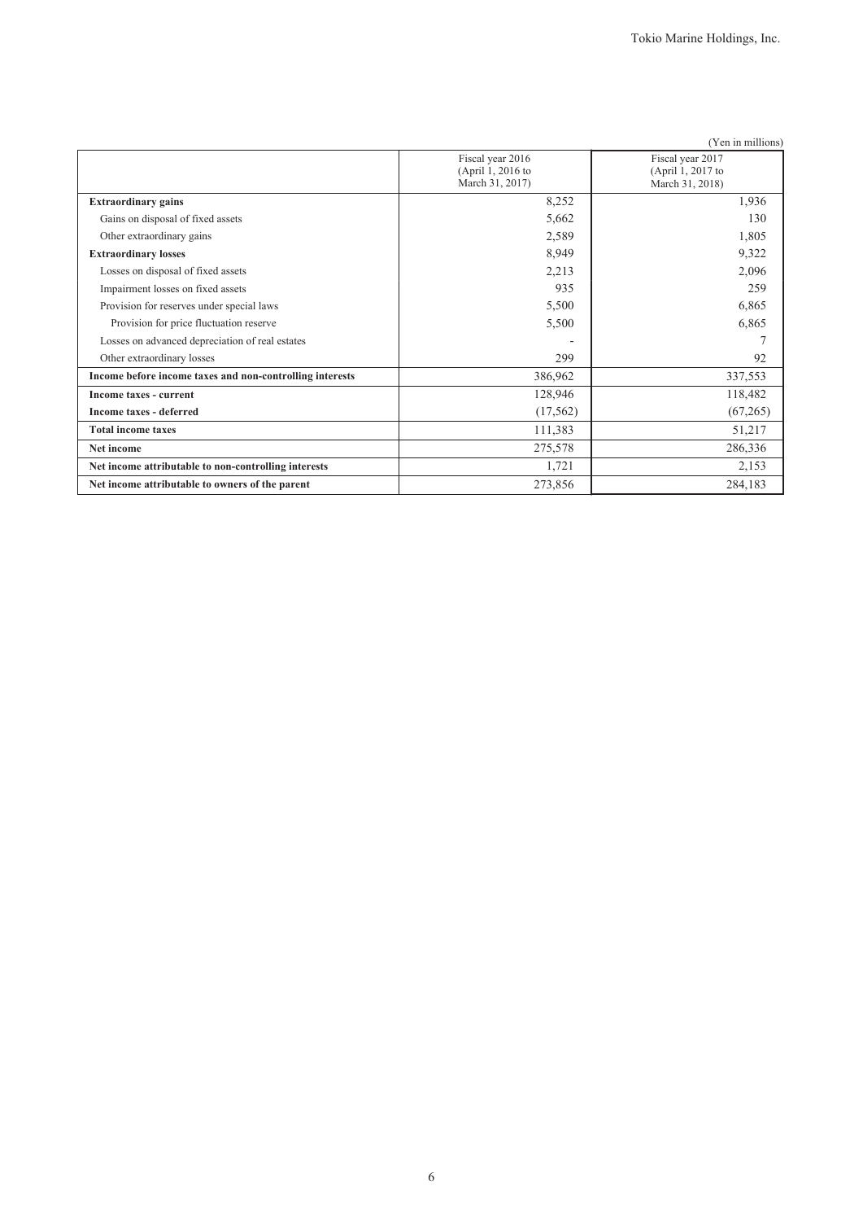(Yen in millions)

| | Fiscal year 2016 (April 1, 2016 to March 31, 2017) | Fiscal year 2017 (April 1, 2017 to March 31, 2018) |
|---|---|---|
| **Extraordinary gains** | 8,252 | 1,936 |
| Gains on disposal of fixed assets | 5,662 | 130 |
| Other extraordinary gains | 2,589 | 1,805 |
| **Extraordinary losses** | 8,949 | 9,322 |
| Losses on disposal of fixed assets | 2,213 | 2,096 |
| Impairment losses on fixed assets | 935 | 259 |
| Provision for reserves under special laws | 5,500 | 6,865 |
| Provision for price fluctuation reserve | 5,500 | 6,865 |
| Losses on advanced depreciation of real estates | - | 7 |
| Other extraordinary losses | 299 | 92 |
| **Income before income taxes and non-controlling interests** | 386,962 | 337,553 |
| **Income taxes - current** | 128,946 | 118,482 |
| **Income taxes - deferred** | (17,562) | (67,265) |
| **Total income taxes** | 111,383 | 51,217 |
| **Net income** | 275,578 | 286,336 |
| **Net income attributable to non-controlling interests** | 1,721 | 2,153 |
| **Net income attributable to owners of the parent** | 273,856 | 284,183 |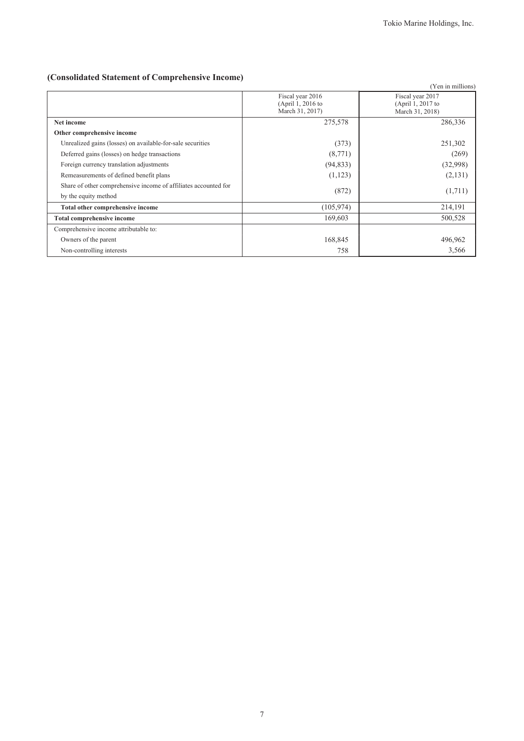## (Consolidated Statement of Comprehensive Income)

(Yen in millions)

| | Fiscal year 2016 (April 1, 2016 to March 31, 2017) | Fiscal year 2017 (April 1, 2017 to March 31, 2018) |
|---|---|---|
| **Net income** | 275,578 | 286,336 |
| **Other comprehensive income** | | |
| Unrealized gains (losses) on available-for-sale securities | (373) | 251,302 |
| Deferred gains (losses) on hedge transactions | (8,771) | (269) |
| Foreign currency translation adjustments | (94,833) | (32,998) |
| Remeasurements of defined benefit plans | (1,123) | (2,131) |
| Share of other comprehensive income of affiliates accounted for by the equity method | (872) | (1,711) |
| **Total other comprehensive income** | (105,974) | 214,191 |
| **Total comprehensive income** | 169,603 | 500,528 |
| Comprehensive income attributable to: | | |
| Owners of the parent | 168,845 | 496,962 |
| Non-controlling interests | 758 | 3,566 |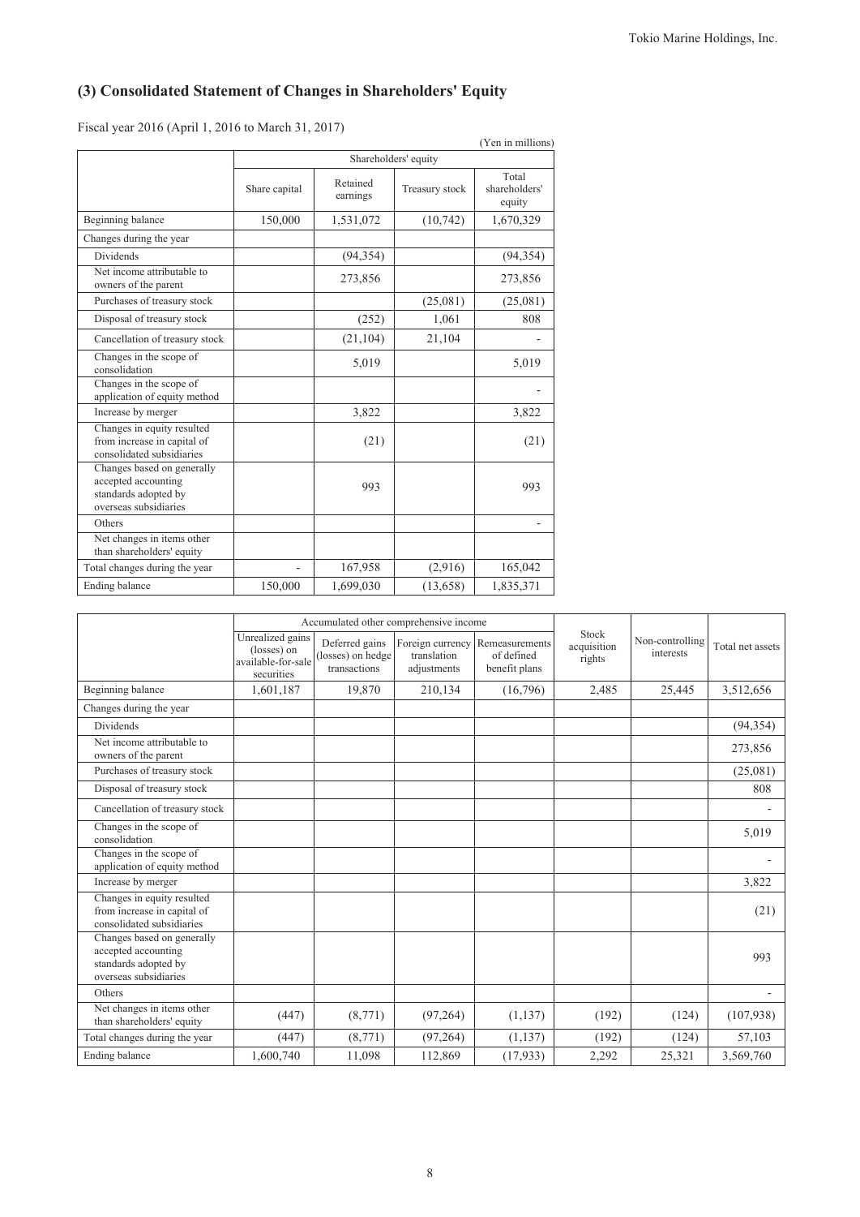## (3) Consolidated Statement of Changes in Shareholders' Equity

Fiscal year 2016 (April 1, 2016 to March 31, 2017)

(Yen in millions)

| | Shareholders' equity | | | |
|---|---|---|---|---|
| | Share capital | Retained earnings | Treasury stock | Total shareholders' equity |
| Beginning balance | 150,000 | 1,531,072 | (10,742) | 1,670,329 |
| Changes during the year | | | | |
| Dividends | | (94,354) | | (94,354) |
| Net income attributable to owners of the parent | | 273,856 | | 273,856 |
| Purchases of treasury stock | | | (25,081) | (25,081) |
| Disposal of treasury stock | | (252) | 1,061 | 808 |
| Cancellation of treasury stock | | (21,104) | 21,104 | - |
| Changes in the scope of consolidation | | 5,019 | | 5,019 |
| Changes in the scope of application of equity method | | | | - |
| Increase by merger | | 3,822 | | 3,822 |
| Changes in equity resulted from increase in capital of consolidated subsidiaries | | (21) | | (21) |
| Changes based on generally accepted accounting standards adopted by overseas subsidiaries | | 993 | | 993 |
| Others | | | | - |
| Net changes in items other than shareholders' equity | | | | |
| Total changes during the year | - | 167,958 | (2,916) | 165,042 |
| Ending balance | 150,000 | 1,699,030 | (13,658) | 1,835,371 |

| | Accumulated other comprehensive income | | | | Stock acquisition rights | Non-controlling interests | Total net assets |
|---|---|---|---|---|---|---|---|
| | Unrealized gains (losses) on available-for-sale securities | Deferred gains (losses) on hedge transactions | Foreign currency translation adjustments | Remeasurements of defined benefit plans | | | |
| Beginning balance | 1,601,187 | 19,870 | 210,134 | (16,796) | 2,485 | 25,445 | 3,512,656 |
| Changes during the year | | | | | | | |
| Dividends | | | | | | | (94,354) |
| Net income attributable to owners of the parent | | | | | | | 273,856 |
| Purchases of treasury stock | | | | | | | (25,081) |
| Disposal of treasury stock | | | | | | | 808 |
| Cancellation of treasury stock | | | | | | | - |
| Changes in the scope of consolidation | | | | | | | 5,019 |
| Changes in the scope of application of equity method | | | | | | | - |
| Increase by merger | | | | | | | 3,822 |
| Changes in equity resulted from increase in capital of consolidated subsidiaries | | | | | | | (21) |
| Changes based on generally accepted accounting standards adopted by overseas subsidiaries | | | | | | | 993 |
| Others | | | | | | | - |
| Net changes in items other than shareholders' equity | (447) | (8,771) | (97,264) | (1,137) | (192) | (124) | (107,938) |
| Total changes during the year | (447) | (8,771) | (97,264) | (1,137) | (192) | (124) | 57,103 |
| Ending balance | 1,600,740 | 11,098 | 112,869 | (17,933) | 2,292 | 25,321 | 3,569,760 |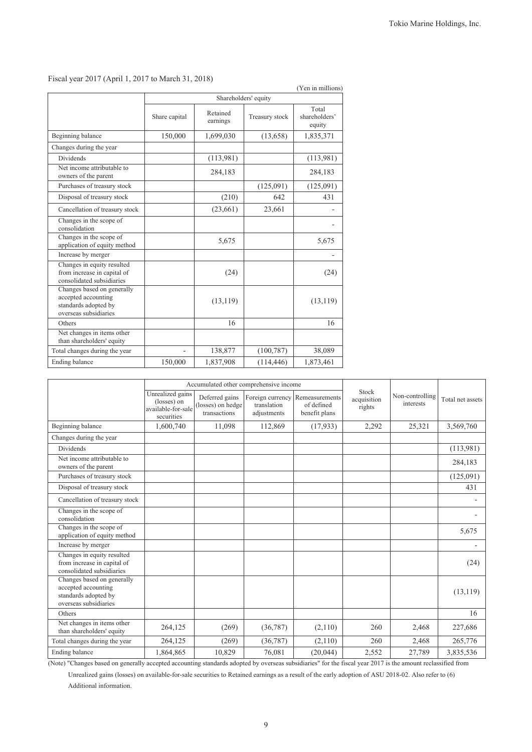Fiscal year 2017 (April 1, 2017 to March 31, 2018)

(Yen in millions)

| | Shareholders' equity | | | |
|---|---|---|---|---|
| | Share capital | Retained earnings | Treasury stock | Total shareholders' equity |
| Beginning balance | 150,000 | 1,699,030 | (13,658) | 1,835,371 |
| Changes during the year | | | | |
| Dividends | | (113,981) | | (113,981) |
| Net income attributable to owners of the parent | | 284,183 | | 284,183 |
| Purchases of treasury stock | | | (125,091) | (125,091) |
| Disposal of treasury stock | | (210) | 642 | 431 |
| Cancellation of treasury stock | | (23,661) | 23,661 | - |
| Changes in the scope of consolidation | | | | - |
| Changes in the scope of application of equity method | | 5,675 | | 5,675 |
| Increase by merger | | | | - |
| Changes in equity resulted from increase in capital of consolidated subsidiaries | | (24) | | (24) |
| Changes based on generally accepted accounting standards adopted by overseas subsidiaries | | (13,119) | | (13,119) |
| Others | | 16 | | 16 |
| Net changes in items other than shareholders' equity | | | | |
| Total changes during the year | - | 138,877 | (100,787) | 38,089 |
| Ending balance | 150,000 | 1,837,908 | (114,446) | 1,873,461 |

| | Accumulated other comprehensive income | | | | Stock acquisition rights | Non-controlling interests | Total net assets |
|---|---|---|---|---|---|---|---|
| | Unrealized gains (losses) on available-for-sale securities | Deferred gains (losses) on hedge transactions | Foreign currency translation adjustments | Remeasurements of defined benefit plans | | | |
| Beginning balance | 1,600,740 | 11,098 | 112,869 | (17,933) | 2,292 | 25,321 | 3,569,760 |
| Changes during the year | | | | | | | |
| Dividends | | | | | | | (113,981) |
| Net income attributable to owners of the parent | | | | | | | 284,183 |
| Purchases of treasury stock | | | | | | | (125,091) |
| Disposal of treasury stock | | | | | | | 431 |
| Cancellation of treasury stock | | | | | | | - |
| Changes in the scope of consolidation | | | | | | | - |
| Changes in the scope of application of equity method | | | | | | | 5,675 |
| Increase by merger | | | | | | | - |
| Changes in equity resulted from increase in capital of consolidated subsidiaries | | | | | | | (24) |
| Changes based on generally accepted accounting standards adopted by overseas subsidiaries | | | | | | | (13,119) |
| Others | | | | | | | 16 |
| Net changes in items other than shareholders' equity | 264,125 | (269) | (36,787) | (2,110) | 260 | 2,468 | 227,686 |
| Total changes during the year | 264,125 | (269) | (36,787) | (2,110) | 260 | 2,468 | 265,776 |
| Ending balance | 1,864,865 | 10,829 | 76,081 | (20,044) | 2,552 | 27,789 | 3,835,536 |

(Note) "Changes based on generally accepted accounting standards adopted by overseas subsidiaries" for the fiscal year 2017 is the amount reclassified from Unrealized gains (losses) on available-for-sale securities to Retained earnings as a result of the early adoption of ASU 2018-02. Also refer to (6) Additional information.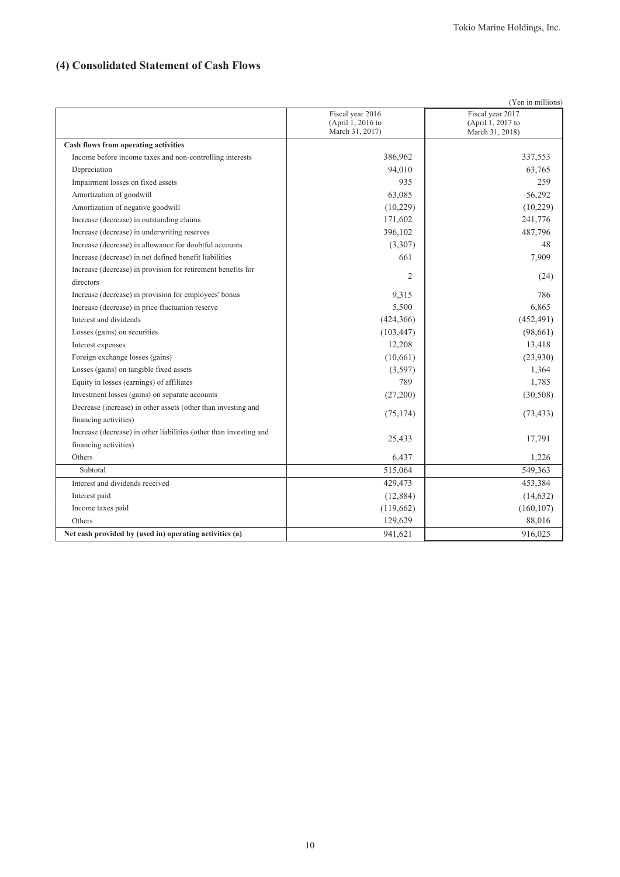## (4) Consolidated Statement of Cash Flows

(Yen in millions)

| | Fiscal year 2016 (April 1, 2016 to March 31, 2017) | Fiscal year 2017 (April 1, 2017 to March 31, 2018) |
|---|---|---|
| **Cash flows from operating activities** | | |
| Income before income taxes and non-controlling interests | 386,962 | 337,553 |
| Depreciation | 94,010 | 63,765 |
| Impairment losses on fixed assets | 935 | 259 |
| Amortization of goodwill | 63,085 | 56,292 |
| Amortization of negative goodwill | (10,229) | (10,229) |
| Increase (decrease) in outstanding claims | 171,602 | 241,776 |
| Increase (decrease) in underwriting reserves | 396,102 | 487,796 |
| Increase (decrease) in allowance for doubtful accounts | (3,307) | 48 |
| Increase (decrease) in net defined benefit liabilities | 661 | 7,909 |
| Increase (decrease) in provision for retirement benefits for directors | 2 | (24) |
| Increase (decrease) in provision for employees' bonus | 9,315 | 786 |
| Increase (decrease) in price fluctuation reserve | 5,500 | 6,865 |
| Interest and dividends | (424,366) | (452,491) |
| Losses (gains) on securities | (103,447) | (98,661) |
| Interest expenses | 12,208 | 13,418 |
| Foreign exchange losses (gains) | (10,661) | (23,930) |
| Losses (gains) on tangible fixed assets | (3,597) | 1,364 |
| Equity in losses (earnings) of affiliates | 789 | 1,785 |
| Investment losses (gains) on separate accounts | (27,200) | (30,508) |
| Decrease (increase) in other assets (other than investing and financing activities) | (75,174) | (73,433) |
| Increase (decrease) in other liabilities (other than investing and financing activities) | 25,433 | 17,791 |
| Others | 6,437 | 1,226 |
| Subtotal | 515,064 | 549,363 |
| Interest and dividends received | 429,473 | 453,384 |
| Interest paid | (12,884) | (14,632) |
| Income taxes paid | (119,662) | (160,107) |
| Others | 129,629 | 88,016 |
| **Net cash provided by (used in) operating activities (a)** | 941,621 | 916,025 |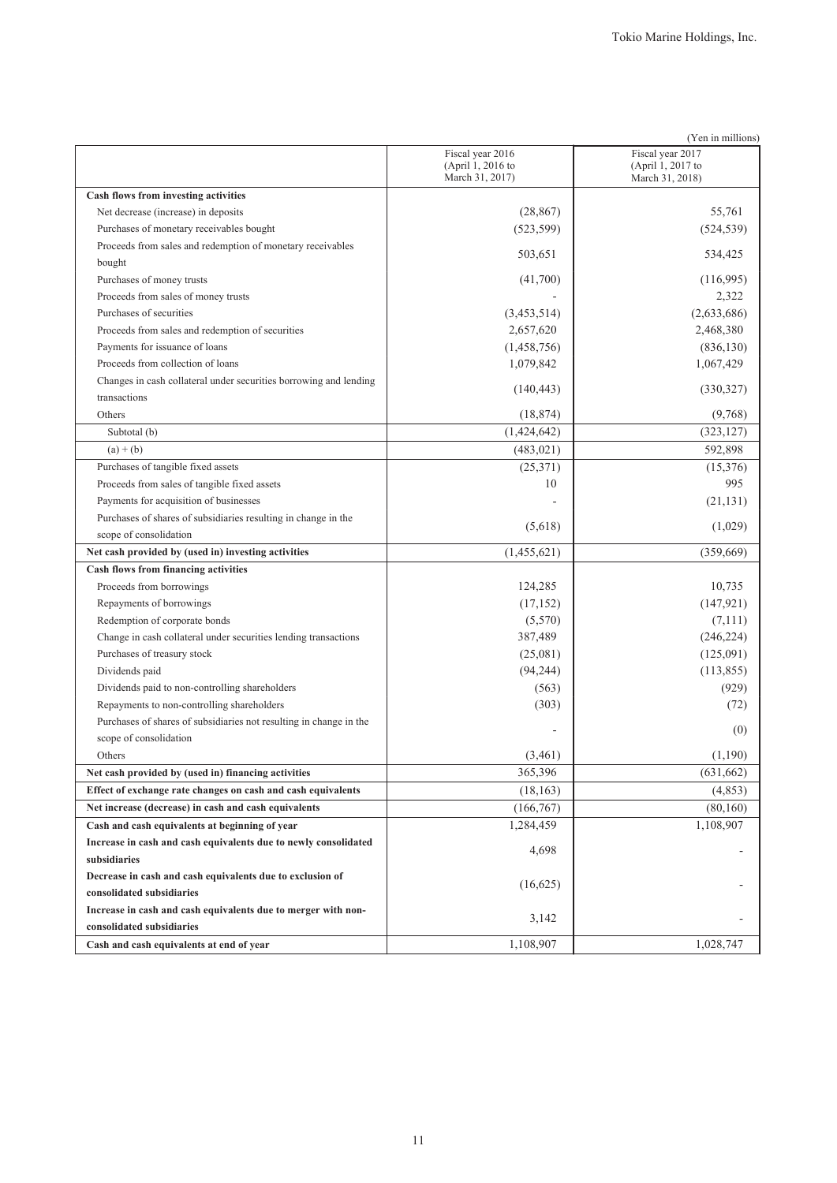(Yen in millions)

| | Fiscal year 2016 (April 1, 2016 to March 31, 2017) | Fiscal year 2017 (April 1, 2017 to March 31, 2018) |
|---|---|---|
| **Cash flows from investing activities** | | |
| Net decrease (increase) in deposits | (28,867) | 55,761 |
| Purchases of monetary receivables bought | (523,599) | (524,539) |
| Proceeds from sales and redemption of monetary receivables bought | 503,651 | 534,425 |
| Purchases of money trusts | (41,700) | (116,995) |
| Proceeds from sales of money trusts | - | 2,322 |
| Purchases of securities | (3,453,514) | (2,633,686) |
| Proceeds from sales and redemption of securities | 2,657,620 | 2,468,380 |
| Payments for issuance of loans | (1,458,756) | (836,130) |
| Proceeds from collection of loans | 1,079,842 | 1,067,429 |
| Changes in cash collateral under securities borrowing and lending transactions | (140,443) | (330,327) |
| Others | (18,874) | (9,768) |
| Subtotal (b) | (1,424,642) | (323,127) |
| (a) + (b) | (483,021) | 592,898 |
| Purchases of tangible fixed assets | (25,371) | (15,376) |
| Proceeds from sales of tangible fixed assets | 10 | 995 |
| Payments for acquisition of businesses | - | (21,131) |
| Purchases of shares of subsidiaries resulting in change in the scope of consolidation | (5,618) | (1,029) |
| **Net cash provided by (used in) investing activities** | (1,455,621) | (359,669) |
| **Cash flows from financing activities** | | |
| Proceeds from borrowings | 124,285 | 10,735 |
| Repayments of borrowings | (17,152) | (147,921) |
| Redemption of corporate bonds | (5,570) | (7,111) |
| Change in cash collateral under securities lending transactions | 387,489 | (246,224) |
| Purchases of treasury stock | (25,081) | (125,091) |
| Dividends paid | (94,244) | (113,855) |
| Dividends paid to non-controlling shareholders | (563) | (929) |
| Repayments to non-controlling shareholders | (303) | (72) |
| Purchases of shares of subsidiaries not resulting in change in the scope of consolidation | - | (0) |
| Others | (3,461) | (1,190) |
| **Net cash provided by (used in) financing activities** | 365,396 | (631,662) |
| **Effect of exchange rate changes on cash and cash equivalents** | (18,163) | (4,853) |
| **Net increase (decrease) in cash and cash equivalents** | (166,767) | (80,160) |
| **Cash and cash equivalents at beginning of year** | 1,284,459 | 1,108,907 |
| **Increase in cash and cash equivalents due to newly consolidated subsidiaries** | 4,698 | - |
| **Decrease in cash and cash equivalents due to exclusion of consolidated subsidiaries** | (16,625) | - |
| **Increase in cash and cash equivalents due to merger with non-consolidated subsidiaries** | 3,142 | - |
| **Cash and cash equivalents at end of year** | 1,108,907 | 1,028,747 |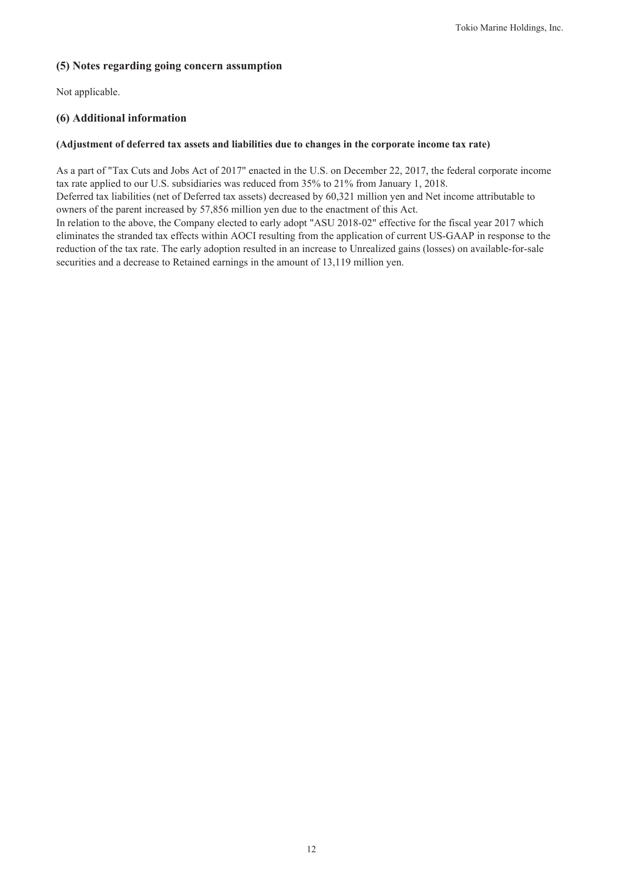### (5) Notes regarding going concern assumption

Not applicable.

### (6) Additional information

**(Adjustment of deferred tax assets and liabilities due to changes in the corporate income tax rate)**

As a part of "Tax Cuts and Jobs Act of 2017" enacted in the U.S. on December 22, 2017, the federal corporate income tax rate applied to our U.S. subsidiaries was reduced from 35% to 21% from January 1, 2018.
Deferred tax liabilities (net of Deferred tax assets) decreased by 60,321 million yen and Net income attributable to owners of the parent increased by 57,856 million yen due to the enactment of this Act.
In relation to the above, the Company elected to early adopt "ASU 2018-02" effective for the fiscal year 2017 which eliminates the stranded tax effects within AOCI resulting from the application of current US-GAAP in response to the reduction of the tax rate. The early adoption resulted in an increase to Unrealized gains (losses) on available-for-sale securities and a decrease to Retained earnings in the amount of 13,119 million yen.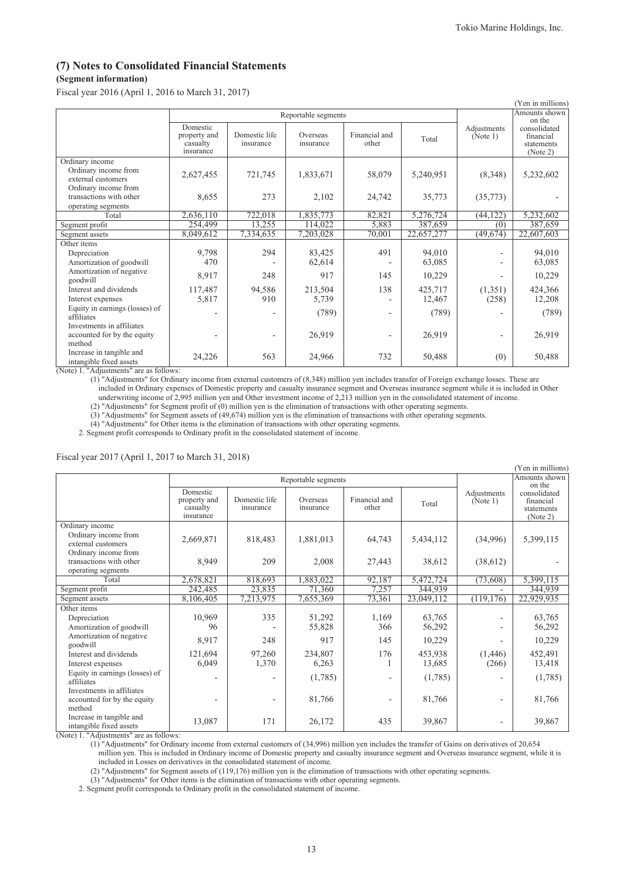## (7) Notes to Consolidated Financial Statements

**(Segment information)**

Fiscal year 2016 (April 1, 2016 to March 31, 2017)

(Yen in millions)

| | Reportable segments | | | | | Adjustments (Note 1) | Amounts shown on the consolidated financial statements (Note 2) |
|---|---|---|---|---|---|---|---|
| | Domestic property and casualty insurance | Domestic life insurance | Overseas insurance | Financial and other | Total | | |
| Ordinary income | | | | | | | |
| Ordinary income from external customers | 2,627,455 | 721,745 | 1,833,671 | 58,079 | 5,240,951 | (8,348) | 5,232,602 |
| Ordinary income from transactions with other operating segments | 8,655 | 273 | 2,102 | 24,742 | 35,773 | (35,773) | - |
| Total | 2,636,110 | 722,018 | 1,835,773 | 82,821 | 5,276,724 | (44,122) | 5,232,602 |
| Segment profit | 254,499 | 13,255 | 114,022 | 5,883 | 387,659 | (0) | 387,659 |
| Segment assets | 8,049,612 | 7,334,635 | 7,203,028 | 70,001 | 22,657,277 | (49,674) | 22,607,603 |
| Other items | | | | | | | |
| Depreciation | 9,798 | 294 | 83,425 | 491 | 94,010 | - | 94,010 |
| Amortization of goodwill | 470 | - | 62,614 | - | 63,085 | - | 63,085 |
| Amortization of negative goodwill | 8,917 | 248 | 917 | 145 | 10,229 | - | 10,229 |
| Interest and dividends | 117,487 | 94,586 | 213,504 | 138 | 425,717 | (1,351) | 424,366 |
| Interest expenses | 5,817 | 910 | 5,739 | - | 12,467 | (258) | 12,208 |
| Equity in earnings (losses) of affiliates | - | - | (789) | - | (789) | - | (789) |
| Investments in affiliates accounted for by the equity method | - | - | 26,919 | - | 26,919 | - | 26,919 |
| Increase in tangible and intangible fixed assets | 24,226 | 563 | 24,966 | 732 | 50,488 | (0) | 50,488 |

(Note) 1. "Adjustments" are as follows:

(1) "Adjustments" for Ordinary income from external customers of (8,348) million yen includes transfer of Foreign exchange losses. These are included in Ordinary expenses of Domestic property and casualty insurance segment and Overseas insurance segment while it is included in Other underwriting income of 2,995 million yen and Other investment income of 2,213 million yen in the consolidated statement of income.

(2) "Adjustments" for Segment profit of (0) million yen is the elimination of transactions with other operating segments.

(3) "Adjustments" for Segment assets of (49,674) million yen is the elimination of transactions with other operating segments.

(4) "Adjustments" for Other items is the elimination of transactions with other operating segments.

2. Segment profit corresponds to Ordinary profit in the consolidated statement of income.

Fiscal year 2017 (April 1, 2017 to March 31, 2018)

(Yen in millions)

| | Reportable segments | | | | | Adjustments (Note 1) | Amounts shown on the consolidated financial statements (Note 2) |
|---|---|---|---|---|---|---|---|
| | Domestic property and casualty insurance | Domestic life insurance | Overseas insurance | Financial and other | Total | | |
| Ordinary income | | | | | | | |
| Ordinary income from external customers | 2,669,871 | 818,483 | 1,881,013 | 64,743 | 5,434,112 | (34,996) | 5,399,115 |
| Ordinary income from transactions with other operating segments | 8,949 | 209 | 2,008 | 27,443 | 38,612 | (38,612) | - |
| Total | 2,678,821 | 818,693 | 1,883,022 | 92,187 | 5,472,724 | (73,608) | 5,399,115 |
| Segment profit | 242,485 | 23,835 | 71,360 | 7,257 | 344,939 | - | 344,939 |
| Segment assets | 8,106,405 | 7,213,975 | 7,655,369 | 73,361 | 23,049,112 | (119,176) | 22,929,935 |
| Other items | | | | | | | |
| Depreciation | 10,969 | 335 | 51,292 | 1,169 | 63,765 | - | 63,765 |
| Amortization of goodwill | 96 | - | 55,828 | 366 | 56,292 | - | 56,292 |
| Amortization of negative goodwill | 8,917 | 248 | 917 | 145 | 10,229 | - | 10,229 |
| Interest and dividends | 121,694 | 97,260 | 234,807 | 176 | 453,938 | (1,446) | 452,491 |
| Interest expenses | 6,049 | 1,370 | 6,263 | 1 | 13,685 | (266) | 13,418 |
| Equity in earnings (losses) of affiliates | - | - | (1,785) | - | (1,785) | - | (1,785) |
| Investments in affiliates accounted for by the equity method | - | - | 81,766 | - | 81,766 | - | 81,766 |
| Increase in tangible and intangible fixed assets | 13,087 | 171 | 26,172 | 435 | 39,867 | - | 39,867 |

(Note) 1. "Adjustments" are as follows:

(1) "Adjustments" for Ordinary income from external customers of (34,996) million yen includes the transfer of Gains on derivatives of 20,654 million yen. This is included in Ordinary income of Domestic property and casualty insurance segment and Overseas insurance segment, while it is included in Losses on derivatives in the consolidated statement of income.

(2) "Adjustments" for Segment assets of (119,176) million yen is the elimination of transactions with other operating segments.

(3) "Adjustments" for Other items is the elimination of transactions with other operating segments.

2. Segment profit corresponds to Ordinary profit in the consolidated statement of income.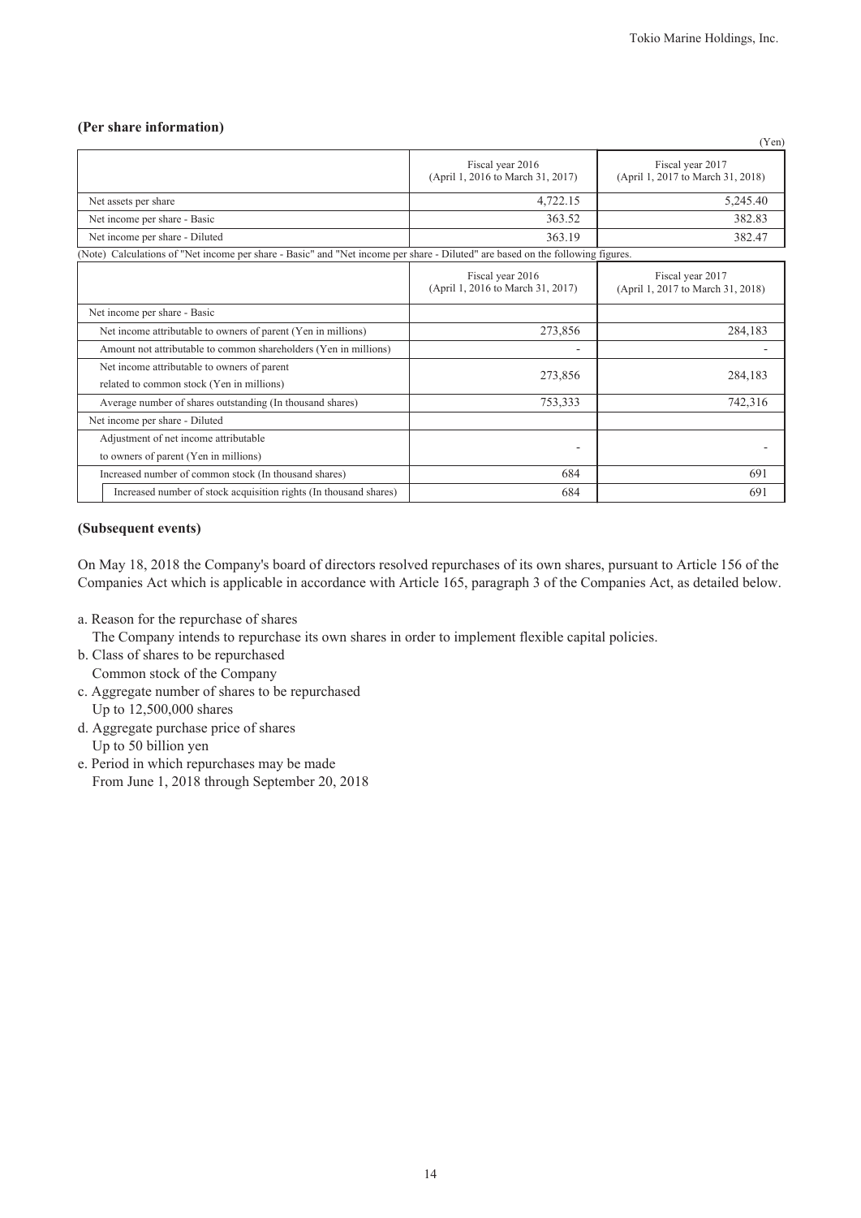### (Per share information)

(Yen)

| | Fiscal year 2016 (April 1, 2016 to March 31, 2017) | Fiscal year 2017 (April 1, 2017 to March 31, 2018) |
|---|---|---|
| Net assets per share | 4,722.15 | 5,245.40 |
| Net income per share - Basic | 363.52 | 382.83 |
| Net income per share - Diluted | 363.19 | 382.47 |

(Note) Calculations of "Net income per share - Basic" and "Net income per share - Diluted" are based on the following figures.

| | Fiscal year 2016 (April 1, 2016 to March 31, 2017) | Fiscal year 2017 (April 1, 2017 to March 31, 2018) |
|---|---|---|
| Net income per share - Basic | | |
| Net income attributable to owners of parent (Yen in millions) | 273,856 | 284,183 |
| Amount not attributable to common shareholders (Yen in millions) | - | - |
| Net income attributable to owners of parent related to common stock (Yen in millions) | 273,856 | 284,183 |
| Average number of shares outstanding (In thousand shares) | 753,333 | 742,316 |
| Net income per share - Diluted | | |
| Adjustment of net income attributable to owners of parent (Yen in millions) | - | - |
| Increased number of common stock (In thousand shares) | 684 | 691 |
| Increased number of stock acquisition rights (In thousand shares) | 684 | 691 |

### (Subsequent events)

On May 18, 2018 the Company's board of directors resolved repurchases of its own shares, pursuant to Article 156 of the Companies Act which is applicable in accordance with Article 165, paragraph 3 of the Companies Act, as detailed below.

a. Reason for the repurchase of shares
   The Company intends to repurchase its own shares in order to implement flexible capital policies.
b. Class of shares to be repurchased
   Common stock of the Company
c. Aggregate number of shares to be repurchased
   Up to 12,500,000 shares
d. Aggregate purchase price of shares
   Up to 50 billion yen
e. Period in which repurchases may be made
   From June 1, 2018 through September 20, 2018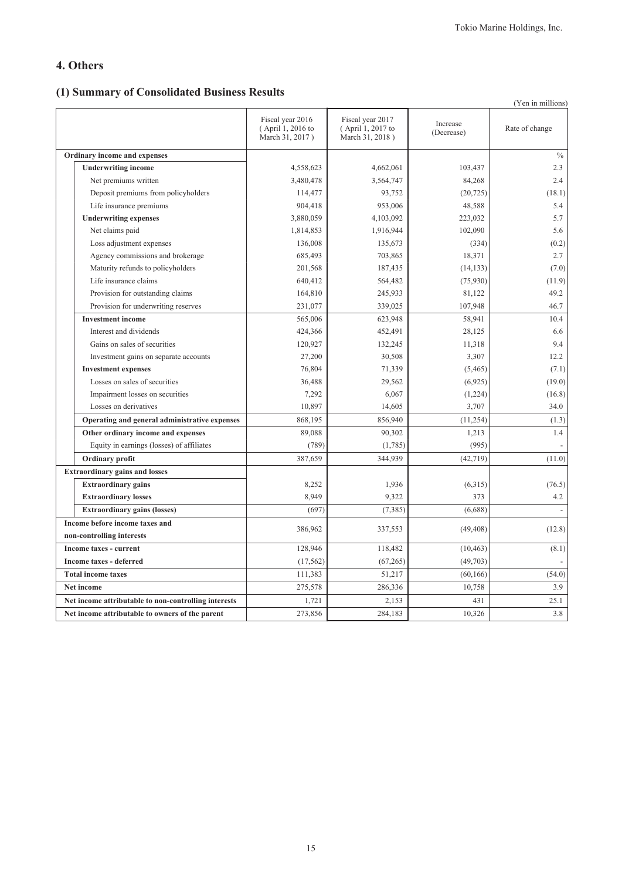## 4. Others

### (1) Summary of Consolidated Business Results

(Yen in millions)

| | Fiscal year 2016 (April 1, 2016 to March 31, 2017) | Fiscal year 2017 (April 1, 2017 to March 31, 2018) | Increase (Decrease) | Rate of change |
|---|---|---|---|---|
| **Ordinary income and expenses** | | | | % |
| **Underwriting income** | 4,558,623 | 4,662,061 | 103,437 | 2.3 |
| Net premiums written | 3,480,478 | 3,564,747 | 84,268 | 2.4 |
| Deposit premiums from policyholders | 114,477 | 93,752 | (20,725) | (18.1) |
| Life insurance premiums | 904,418 | 953,006 | 48,588 | 5.4 |
| **Underwriting expenses** | 3,880,059 | 4,103,092 | 223,032 | 5.7 |
| Net claims paid | 1,814,853 | 1,916,944 | 102,090 | 5.6 |
| Loss adjustment expenses | 136,008 | 135,673 | (334) | (0.2) |
| Agency commissions and brokerage | 685,493 | 703,865 | 18,371 | 2.7 |
| Maturity refunds to policyholders | 201,568 | 187,435 | (14,133) | (7.0) |
| Life insurance claims | 640,412 | 564,482 | (75,930) | (11.9) |
| Provision for outstanding claims | 164,810 | 245,933 | 81,122 | 49.2 |
| Provision for underwriting reserves | 231,077 | 339,025 | 107,948 | 46.7 |
| **Investment income** | 565,006 | 623,948 | 58,941 | 10.4 |
| Interest and dividends | 424,366 | 452,491 | 28,125 | 6.6 |
| Gains on sales of securities | 120,927 | 132,245 | 11,318 | 9.4 |
| Investment gains on separate accounts | 27,200 | 30,508 | 3,307 | 12.2 |
| **Investment expenses** | 76,804 | 71,339 | (5,465) | (7.1) |
| Losses on sales of securities | 36,488 | 29,562 | (6,925) | (19.0) |
| Impairment losses on securities | 7,292 | 6,067 | (1,224) | (16.8) |
| Losses on derivatives | 10,897 | 14,605 | 3,707 | 34.0 |
| **Operating and general administrative expenses** | 868,195 | 856,940 | (11,254) | (1.3) |
| **Other ordinary income and expenses** | 89,088 | 90,302 | 1,213 | 1.4 |
| Equity in earnings (losses) of affiliates | (789) | (1,785) | (995) | - |
| **Ordinary profit** | 387,659 | 344,939 | (42,719) | (11.0) |
| **Extraordinary gains and losses** | | | | |
| **Extraordinary gains** | 8,252 | 1,936 | (6,315) | (76.5) |
| **Extraordinary losses** | 8,949 | 9,322 | 373 | 4.2 |
| **Extraordinary gains (losses)** | (697) | (7,385) | (6,688) | - |
| **Income before income taxes and non-controlling interests** | 386,962 | 337,553 | (49,408) | (12.8) |
| **Income taxes - current** | 128,946 | 118,482 | (10,463) | (8.1) |
| **Income taxes - deferred** | (17,562) | (67,265) | (49,703) | - |
| **Total income taxes** | 111,383 | 51,217 | (60,166) | (54.0) |
| **Net income** | 275,578 | 286,336 | 10,758 | 3.9 |
| **Net income attributable to non-controlling interests** | 1,721 | 2,153 | 431 | 25.1 |
| **Net income attributable to owners of the parent** | 273,856 | 284,183 | 10,326 | 3.8 |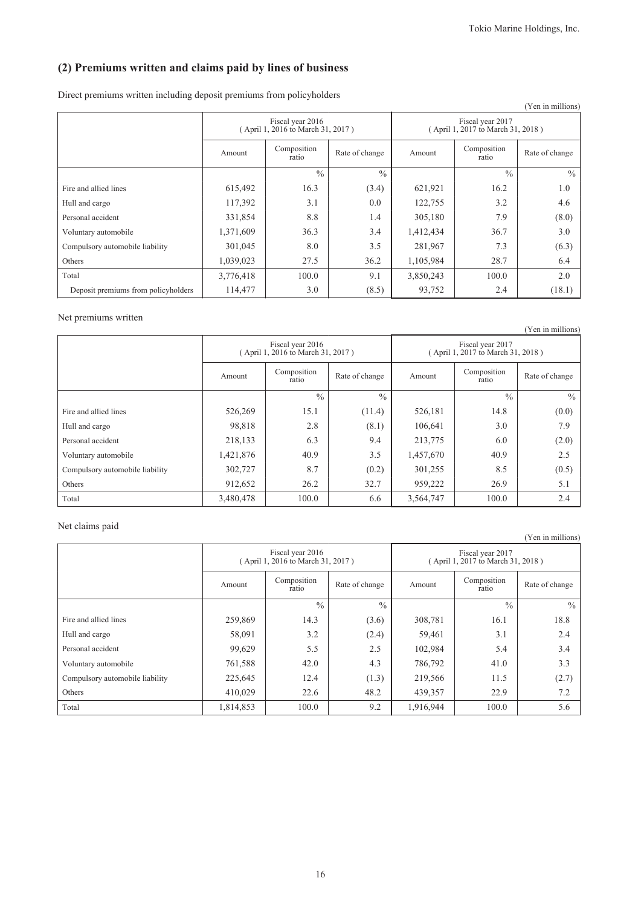## (2) Premiums written and claims paid by lines of business

Direct premiums written including deposit premiums from policyholders

(Yen in millions)

| | Fiscal year 2016 ( April 1, 2016 to March 31, 2017 ) | | | Fiscal year 2017 ( April 1, 2017 to March 31, 2018 ) | | |
|---|---|---|---|---|---|---|
| | Amount | Composition ratio | Rate of change | Amount | Composition ratio | Rate of change |
| | | % | % | | % | % |
| Fire and allied lines | 615,492 | 16.3 | (3.4) | 621,921 | 16.2 | 1.0 |
| Hull and cargo | 117,392 | 3.1 | 0.0 | 122,755 | 3.2 | 4.6 |
| Personal accident | 331,854 | 8.8 | 1.4 | 305,180 | 7.9 | (8.0) |
| Voluntary automobile | 1,371,609 | 36.3 | 3.4 | 1,412,434 | 36.7 | 3.0 |
| Compulsory automobile liability | 301,045 | 8.0 | 3.5 | 281,967 | 7.3 | (6.3) |
| Others | 1,039,023 | 27.5 | 36.2 | 1,105,984 | 28.7 | 6.4 |
| Total | 3,776,418 | 100.0 | 9.1 | 3,850,243 | 100.0 | 2.0 |
| Deposit premiums from policyholders | 114,477 | 3.0 | (8.5) | 93,752 | 2.4 | (18.1) |

Net premiums written

(Yen in millions)

| | Fiscal year 2016 ( April 1, 2016 to March 31, 2017 ) | | | Fiscal year 2017 ( April 1, 2017 to March 31, 2018 ) | | |
|---|---|---|---|---|---|---|
| | Amount | Composition ratio | Rate of change | Amount | Composition ratio | Rate of change |
| | | % | % | | % | % |
| Fire and allied lines | 526,269 | 15.1 | (11.4) | 526,181 | 14.8 | (0.0) |
| Hull and cargo | 98,818 | 2.8 | (8.1) | 106,641 | 3.0 | 7.9 |
| Personal accident | 218,133 | 6.3 | 9.4 | 213,775 | 6.0 | (2.0) |
| Voluntary automobile | 1,421,876 | 40.9 | 3.5 | 1,457,670 | 40.9 | 2.5 |
| Compulsory automobile liability | 302,727 | 8.7 | (0.2) | 301,255 | 8.5 | (0.5) |
| Others | 912,652 | 26.2 | 32.7 | 959,222 | 26.9 | 5.1 |
| Total | 3,480,478 | 100.0 | 6.6 | 3,564,747 | 100.0 | 2.4 |

Net claims paid

(Yen in millions)

| | Fiscal year 2016 ( April 1, 2016 to March 31, 2017 ) | | | Fiscal year 2017 ( April 1, 2017 to March 31, 2018 ) | | |
|---|---|---|---|---|---|---|
| | Amount | Composition ratio | Rate of change | Amount | Composition ratio | Rate of change |
| | | % | % | | % | % |
| Fire and allied lines | 259,869 | 14.3 | (3.6) | 308,781 | 16.1 | 18.8 |
| Hull and cargo | 58,091 | 3.2 | (2.4) | 59,461 | 3.1 | 2.4 |
| Personal accident | 99,629 | 5.5 | 2.5 | 102,984 | 5.4 | 3.4 |
| Voluntary automobile | 761,588 | 42.0 | 4.3 | 786,792 | 41.0 | 3.3 |
| Compulsory automobile liability | 225,645 | 12.4 | (1.3) | 219,566 | 11.5 | (2.7) |
| Others | 410,029 | 22.6 | 48.2 | 439,357 | 22.9 | 7.2 |
| Total | 1,814,853 | 100.0 | 9.2 | 1,916,944 | 100.0 | 5.6 |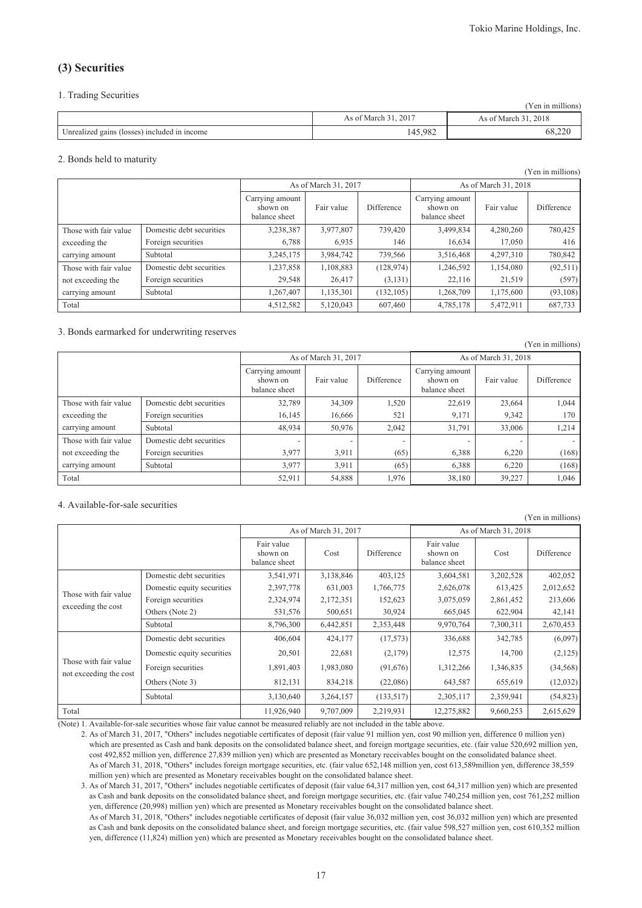## (3) Securities

### 1. Trading Securities

(Yen in millions)

| | As of March 31, 2017 | As of March 31, 2018 |
|---|---|---|
| Unrealized gains (losses) included in income | 145,982 | 68,220 |

### 2. Bonds held to maturity

(Yen in millions)

| | | As of March 31, 2017 | | | As of March 31, 2018 | | |
|---|---|---|---|---|---|---|---|
| | | Carrying amount shown on balance sheet | Fair value | Difference | Carrying amount shown on balance sheet | Fair value | Difference |
| Those with fair value exceeding the carrying amount | Domestic debt securities | 3,238,387 | 3,977,807 | 739,420 | 3,499,834 | 4,280,260 | 780,425 |
| | Foreign securities | 6,788 | 6,935 | 146 | 16,634 | 17,050 | 416 |
| | Subtotal | 3,245,175 | 3,984,742 | 739,566 | 3,516,468 | 4,297,310 | 780,842 |
| Those with fair value not exceeding the carrying amount | Domestic debt securities | 1,237,858 | 1,108,883 | (128,974) | 1,246,592 | 1,154,080 | (92,511) |
| | Foreign securities | 29,548 | 26,417 | (3,131) | 22,116 | 21,519 | (597) |
| | Subtotal | 1,267,407 | 1,135,301 | (132,105) | 1,268,709 | 1,175,600 | (93,108) |
| Total | | 4,512,582 | 5,120,043 | 607,460 | 4,785,178 | 5,472,911 | 687,733 |

### 3. Bonds earmarked for underwriting reserves

(Yen in millions)

| | | As of March 31, 2017 | | | As of March 31, 2018 | | |
|---|---|---|---|---|---|---|---|
| | | Carrying amount shown on balance sheet | Fair value | Difference | Carrying amount shown on balance sheet | Fair value | Difference |
| Those with fair value exceeding the carrying amount | Domestic debt securities | 32,789 | 34,309 | 1,520 | 22,619 | 23,664 | 1,044 |
| | Foreign securities | 16,145 | 16,666 | 521 | 9,171 | 9,342 | 170 |
| | Subtotal | 48,934 | 50,976 | 2,042 | 31,791 | 33,006 | 1,214 |
| Those with fair value not exceeding the carrying amount | Domestic debt securities | - | - | - | - | - | - |
| | Foreign securities | 3,977 | 3,911 | (65) | 6,388 | 6,220 | (168) |
| | Subtotal | 3,977 | 3,911 | (65) | 6,388 | 6,220 | (168) |
| Total | | 52,911 | 54,888 | 1,976 | 38,180 | 39,227 | 1,046 |

### 4. Available-for-sale securities

(Yen in millions)

| | | As of March 31, 2017 | | | As of March 31, 2018 | | |
|---|---|---|---|---|---|---|---|
| | | Fair value shown on balance sheet | Cost | Difference | Fair value shown on balance sheet | Cost | Difference |
| Those with fair value exceeding the cost | Domestic debt securities | 3,541,971 | 3,138,846 | 403,125 | 3,604,581 | 3,202,528 | 402,052 |
| | Domestic equity securities | 2,397,778 | 631,003 | 1,766,775 | 2,626,078 | 613,425 | 2,012,652 |
| | Foreign securities | 2,324,974 | 2,172,351 | 152,623 | 3,075,059 | 2,861,452 | 213,606 |
| | Others (Note 2) | 531,576 | 500,651 | 30,924 | 665,045 | 622,904 | 42,141 |
| | Subtotal | 8,796,300 | 6,442,851 | 2,353,448 | 9,970,764 | 7,300,311 | 2,670,453 |
| Those with fair value not exceeding the cost | Domestic debt securities | 406,604 | 424,177 | (17,573) | 336,688 | 342,785 | (6,097) |
| | Domestic equity securities | 20,501 | 22,681 | (2,179) | 12,575 | 14,700 | (2,125) |
| | Foreign securities | 1,891,403 | 1,983,080 | (91,676) | 1,312,266 | 1,346,835 | (34,568) |
| | Others (Note 3) | 812,131 | 834,218 | (22,086) | 643,587 | 655,619 | (12,032) |
| | Subtotal | 3,130,640 | 3,264,157 | (133,517) | 2,305,117 | 2,359,941 | (54,823) |
| Total | | 11,926,940 | 9,707,009 | 2,219,931 | 12,275,882 | 9,660,253 | 2,615,629 |

(Note) 1. Available-for-sale securities whose fair value cannot be measured reliably are not included in the table above.

2. As of March 31, 2017, "Others" includes negotiable certificates of deposit (fair value 91 million yen, cost 90 million yen, difference 0 million yen) which are presented as Cash and bank deposits on the consolidated balance sheet, and foreign mortgage securities, etc. (fair value 520,692 million yen, cost 492,852 million yen, difference 27,839 million yen) which are presented as Monetary receivables bought on the consolidated balance sheet.
As of March 31, 2018, "Others" includes foreign mortgage securities, etc. (fair value 652,148 million yen, cost 613,589million yen, difference 38,559 million yen) which are presented as Monetary receivables bought on the consolidated balance sheet.

3. As of March 31, 2017, "Others" includes negotiable certificates of deposit (fair value 64,317 million yen, cost 64,317 million yen) which are presented as Cash and bank deposits on the consolidated balance sheet, and foreign mortgage securities, etc. (fair value 740,254 million yen, cost 761,252 million yen, difference (20,998) million yen) which are presented as Monetary receivables bought on the consolidated balance sheet.
As of March 31, 2018, "Others" includes negotiable certificates of deposit (fair value 36,032 million yen, cost 36,032 million yen) which are presented as Cash and bank deposits on the consolidated balance sheet, and foreign mortgage securities, etc. (fair value 598,527 million yen, cost 610,352 million yen, difference (11,824) million yen) which are presented as Monetary receivables bought on the consolidated balance sheet.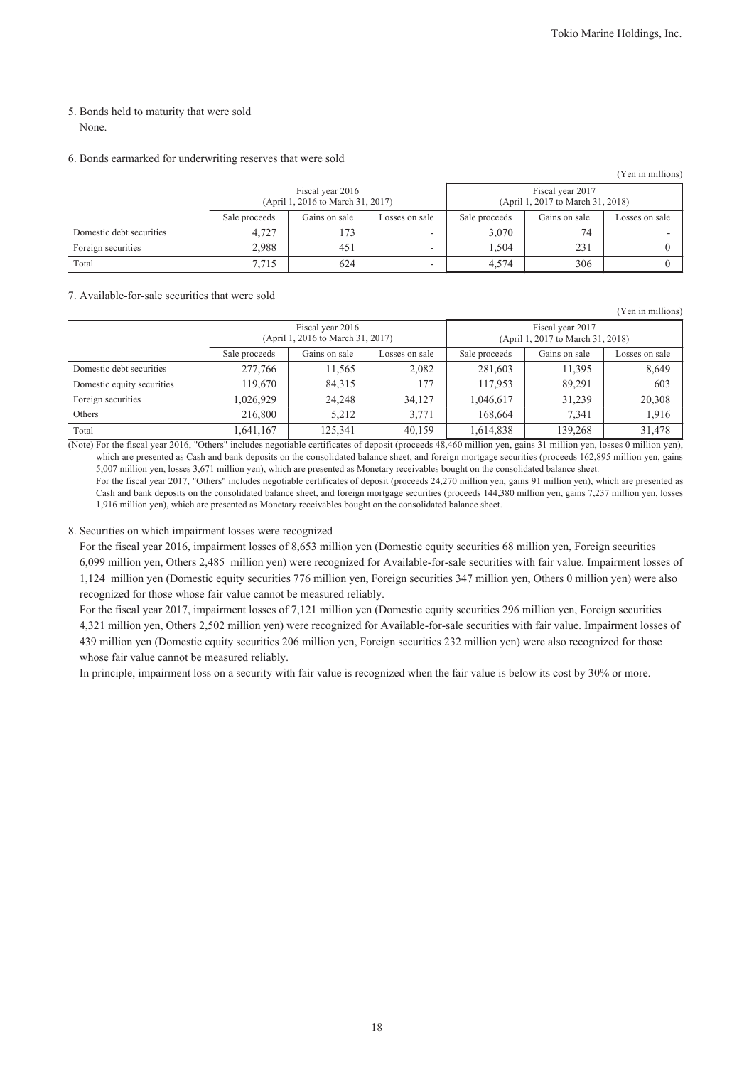5. Bonds held to maturity that were sold

None.

6. Bonds earmarked for underwriting reserves that were sold

(Yen in millions)

| | Fiscal year 2016 (April 1, 2016 to March 31, 2017) | | | Fiscal year 2017 (April 1, 2017 to March 31, 2018) | | |
|---|---|---|---|---|---|---|
| | Sale proceeds | Gains on sale | Losses on sale | Sale proceeds | Gains on sale | Losses on sale |
| Domestic debt securities | 4,727 | 173 | - | 3,070 | 74 | - |
| Foreign securities | 2,988 | 451 | - | 1,504 | 231 | 0 |
| Total | 7,715 | 624 | - | 4,574 | 306 | 0 |

7. Available-for-sale securities that were sold

(Yen in millions)

| | Fiscal year 2016 (April 1, 2016 to March 31, 2017) | | | Fiscal year 2017 (April 1, 2017 to March 31, 2018) | | |
|---|---|---|---|---|---|---|
| | Sale proceeds | Gains on sale | Losses on sale | Sale proceeds | Gains on sale | Losses on sale |
| Domestic debt securities | 277,766 | 11,565 | 2,082 | 281,603 | 11,395 | 8,649 |
| Domestic equity securities | 119,670 | 84,315 | 177 | 117,953 | 89,291 | 603 |
| Foreign securities | 1,026,929 | 24,248 | 34,127 | 1,046,617 | 31,239 | 20,308 |
| Others | 216,800 | 5,212 | 3,771 | 168,664 | 7,341 | 1,916 |
| Total | 1,641,167 | 125,341 | 40,159 | 1,614,838 | 139,268 | 31,478 |

(Note) For the fiscal year 2016, "Others" includes negotiable certificates of deposit (proceeds 48,460 million yen, gains 31 million yen, losses 0 million yen), which are presented as Cash and bank deposits on the consolidated balance sheet, and foreign mortgage securities (proceeds 162,895 million yen, gains 5,007 million yen, losses 3,671 million yen), which are presented as Monetary receivables bought on the consolidated balance sheet.

For the fiscal year 2017, "Others" includes negotiable certificates of deposit (proceeds 24,270 million yen, gains 91 million yen), which are presented as Cash and bank deposits on the consolidated balance sheet, and foreign mortgage securities (proceeds 144,380 million yen, gains 7,237 million yen, losses 1,916 million yen), which are presented as Monetary receivables bought on the consolidated balance sheet.

8. Securities on which impairment losses were recognized

For the fiscal year 2016, impairment losses of 8,653 million yen (Domestic equity securities 68 million yen, Foreign securities 6,099 million yen, Others 2,485 million yen) were recognized for Available-for-sale securities with fair value. Impairment losses of 1,124 million yen (Domestic equity securities 776 million yen, Foreign securities 347 million yen, Others 0 million yen) were also recognized for those whose fair value cannot be measured reliably.

For the fiscal year 2017, impairment losses of 7,121 million yen (Domestic equity securities 296 million yen, Foreign securities 4,321 million yen, Others 2,502 million yen) were recognized for Available-for-sale securities with fair value. Impairment losses of 439 million yen (Domestic equity securities 206 million yen, Foreign securities 232 million yen) were also recognized for those whose fair value cannot be measured reliably.

In principle, impairment loss on a security with fair value is recognized when the fair value is below its cost by 30% or more.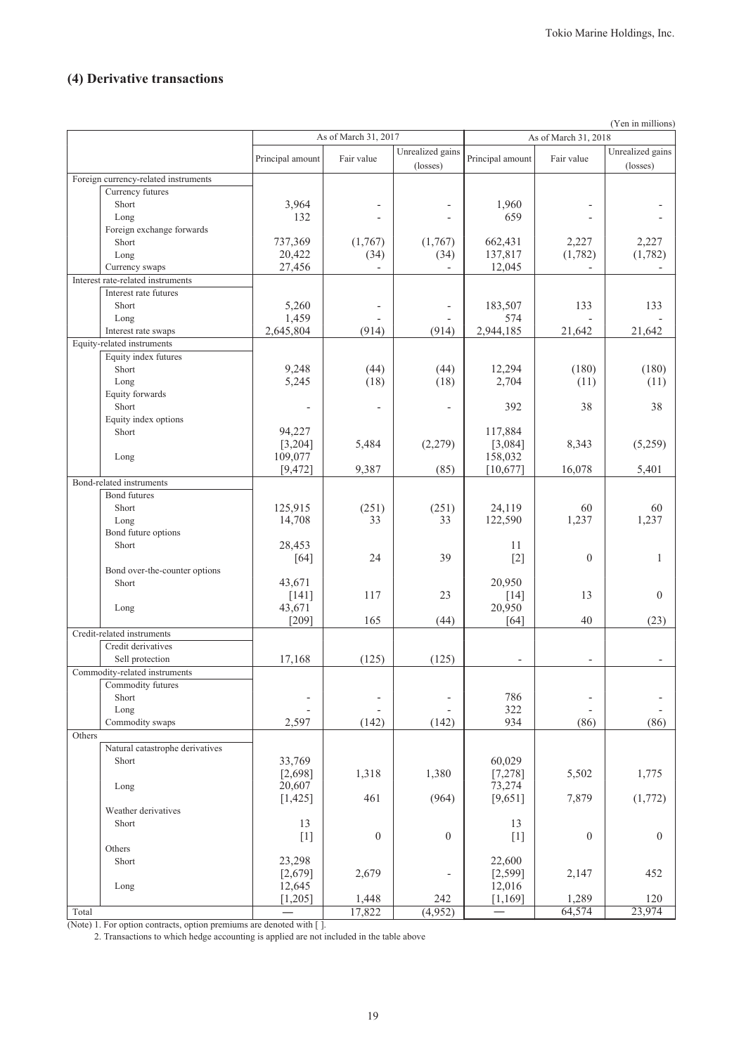## (4) Derivative transactions

(Yen in millions)

| | As of March 31, 2017 | | | As of March 31, 2018 | | |
|---|---|---|---|---|---|---|
| | Principal amount | Fair value | Unrealized gains (losses) | Principal amount | Fair value | Unrealized gains (losses) |
| **Foreign currency-related instruments** | | | | | | |
| Currency futures | | | | | | |
| Short | 3,964 | - | - | 1,960 | - | - |
| Long | 132 | - | - | 659 | - | - |
| Foreign exchange forwards | | | | | | |
| Short | 737,369 | (1,767) | (1,767) | 662,431 | 2,227 | 2,227 |
| Long | 20,422 | (34) | (34) | 137,817 | (1,782) | (1,782) |
| Currency swaps | 27,456 | - | - | 12,045 | - | - |
| **Interest rate-related instruments** | | | | | | |
| Interest rate futures | | | | | | |
| Short | 5,260 | - | - | 183,507 | 133 | 133 |
| Long | 1,459 | - | - | 574 | - | - |
| Interest rate swaps | 2,645,804 | (914) | (914) | 2,944,185 | 21,642 | 21,642 |
| **Equity-related instruments** | | | | | | |
| Equity index futures | | | | | | |
| Short | 9,248 | (44) | (44) | 12,294 | (180) | (180) |
| Long | 5,245 | (18) | (18) | 2,704 | (11) | (11) |
| Equity forwards | | | | | | |
| Short | - | - | - | 392 | 38 | 38 |
| Equity index options | | | | | | |
| Short | 94,227 [3,204] | 5,484 | (2,279) | 117,884 [3,084] | 8,343 | (5,259) |
| Long | 109,077 [9,472] | 9,387 | (85) | 158,032 [10,677] | 16,078 | 5,401 |
| **Bond-related instruments** | | | | | | |
| Bond futures | | | | | | |
| Short | 125,915 | (251) | (251) | 24,119 | 60 | 60 |
| Long | 14,708 | 33 | 33 | 122,590 | 1,237 | 1,237 |
| Bond future options | | | | | | |
| Short | 28,453 [64] | 24 | 39 | 11 [2] | 0 | 1 |
| Bond over-the-counter options | | | | | | |
| Short | 43,671 [141] | 117 | 23 | 20,950 [14] | 13 | 0 |
| Long | 43,671 [209] | 165 | (44) | 20,950 [64] | 40 | (23) |
| **Credit-related instruments** | | | | | | |
| Credit derivatives | | | | | | |
| Sell protection | 17,168 | (125) | (125) | - | - | - |
| **Commodity-related instruments** | | | | | | |
| Commodity futures | | | | | | |
| Short | - | - | - | 786 | - | - |
| Long | - | - | - | 322 | - | - |
| Commodity swaps | 2,597 | (142) | (142) | 934 | (86) | (86) |
| **Others** | | | | | | |
| Natural catastrophe derivatives | | | | | | |
| Short | 33,769 [2,698] | 1,318 | 1,380 | 60,029 [7,278] | 5,502 | 1,775 |
| Long | 20,607 [1,425] | 461 | (964) | 73,274 [9,651] | 7,879 | (1,772) |
| Weather derivatives | | | | | | |
| Short | 13 [1] | 0 | 0 | 13 [1] | 0 | 0 |
| Others | | | | | | |
| Short | 23,298 [2,679] | 2,679 | - | 22,600 [2,599] | 2,147 | 452 |
| Long | 12,645 [1,205] | 1,448 | 242 | 12,016 [1,169] | 1,289 | 120 |
| **Total** | — | 17,822 | (4,952) | — | 64,574 | 23,974 |

(Note) 1. For option contracts, option premiums are denoted with [ ].

2. Transactions to which hedge accounting is applied are not included in the table above